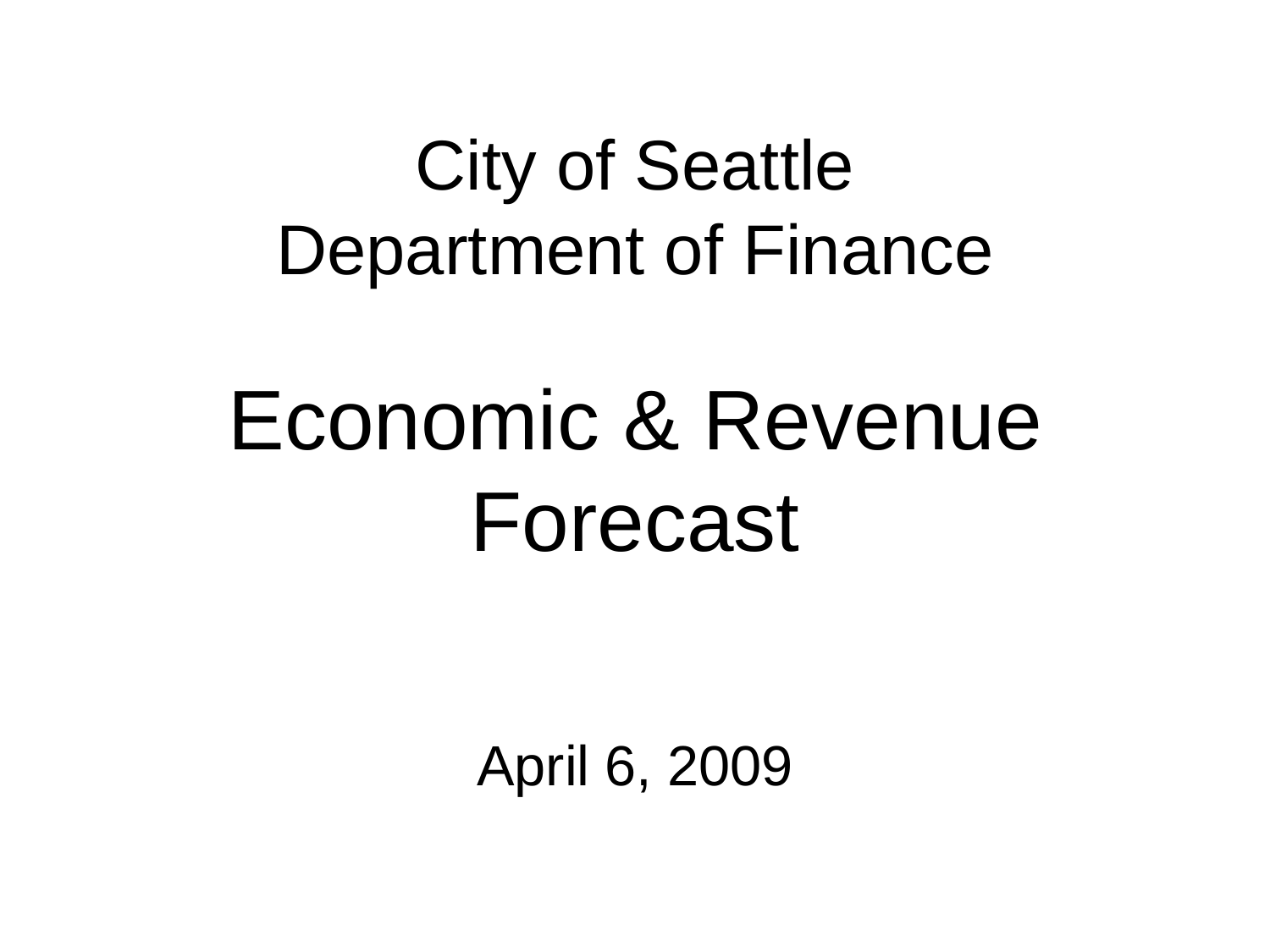City of Seattle
Department of Finance

# Economic & Revenue Forecast

April 6, 2009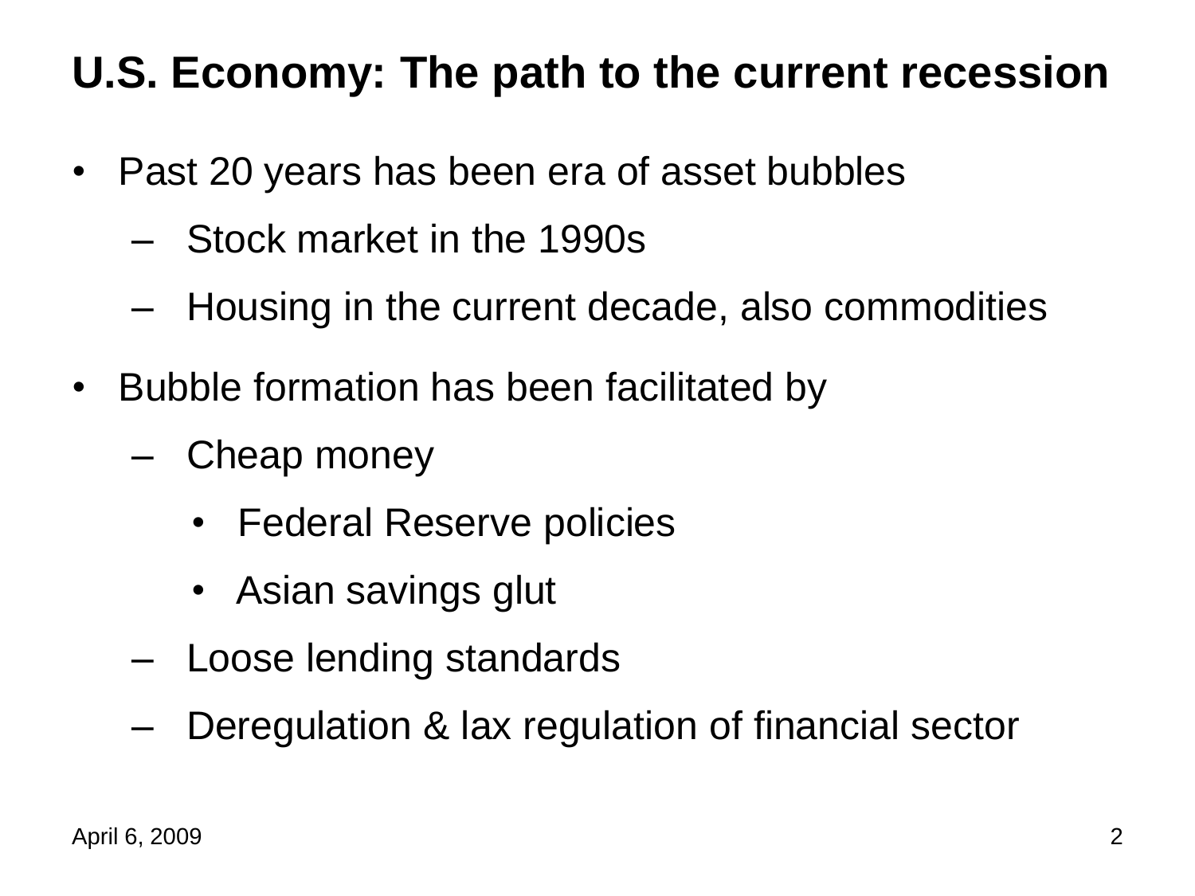# U.S. Economy: The path to the current recession

- Past 20 years has been era of asset bubbles
  - Stock market in the 1990s
  - Housing in the current decade, also commodities
- Bubble formation has been facilitated by
  - Cheap money
    - Federal Reserve policies
    - Asian savings glut
  - Loose lending standards
  - Deregulation & lax regulation of financial sector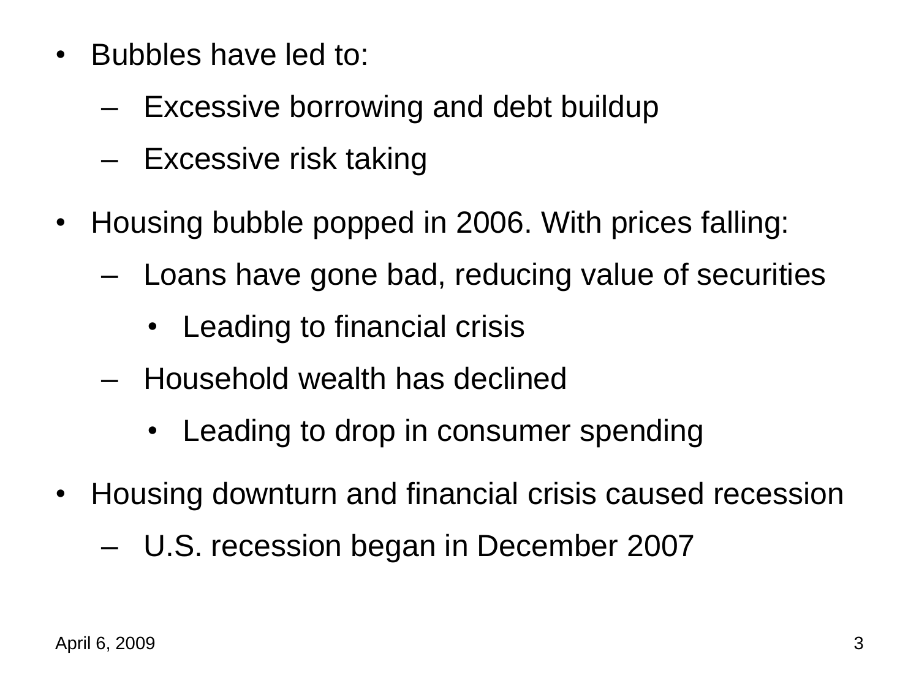- Bubbles have led to:
  - Excessive borrowing and debt buildup
  - Excessive risk taking
- Housing bubble popped in 2006. With prices falling:
  - Loans have gone bad, reducing value of securities
    - Leading to financial crisis
  - Household wealth has declined
    - Leading to drop in consumer spending
- Housing downturn and financial crisis caused recession
  - U.S. recession began in December 2007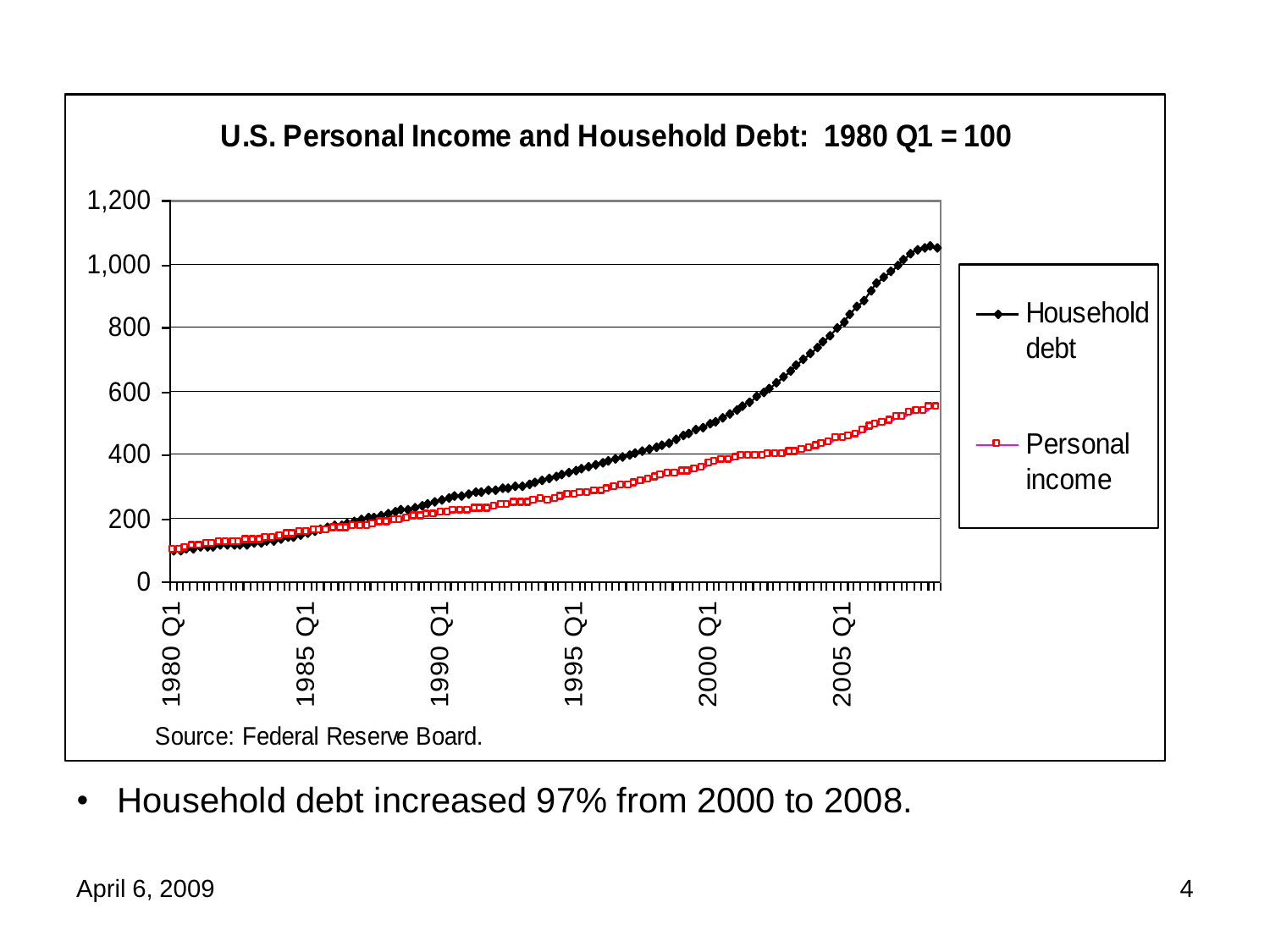## U.S. Personal Income and Household Debt: 1980 Q1 = 100

Source: Federal Reserve Board.

- Household debt increased 97% from 2000 to 2008.

April 6, 2009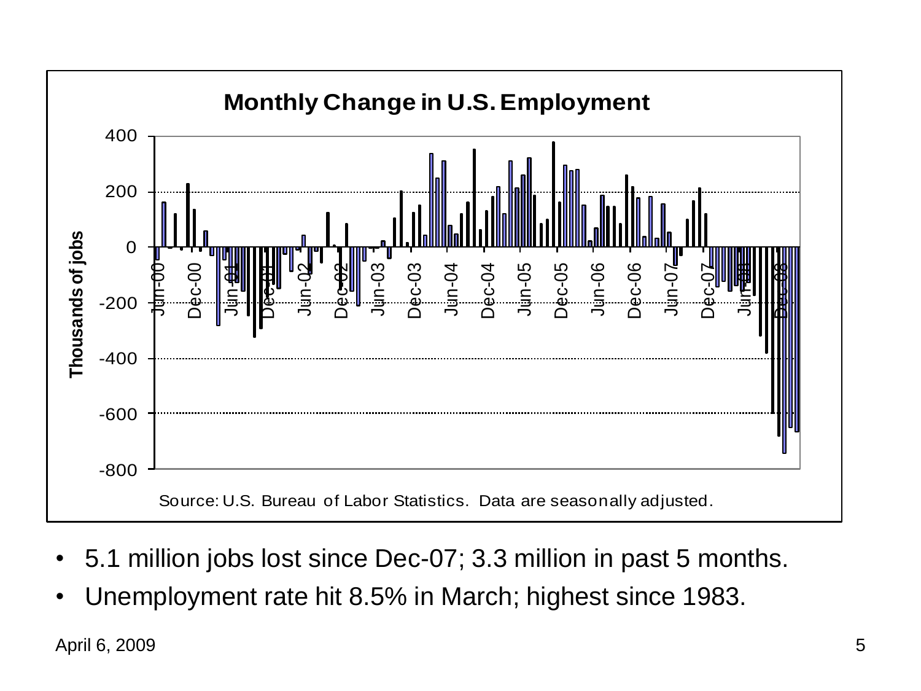**Monthly Change in U.S. Employment**

Source: U.S. Bureau of Labor Statistics. Data are seasonally adjusted.

- 5.1 million jobs lost since Dec-07; 3.3 million in past 5 months.
- Unemployment rate hit 8.5% in March; highest since 1983.

April 6, 2009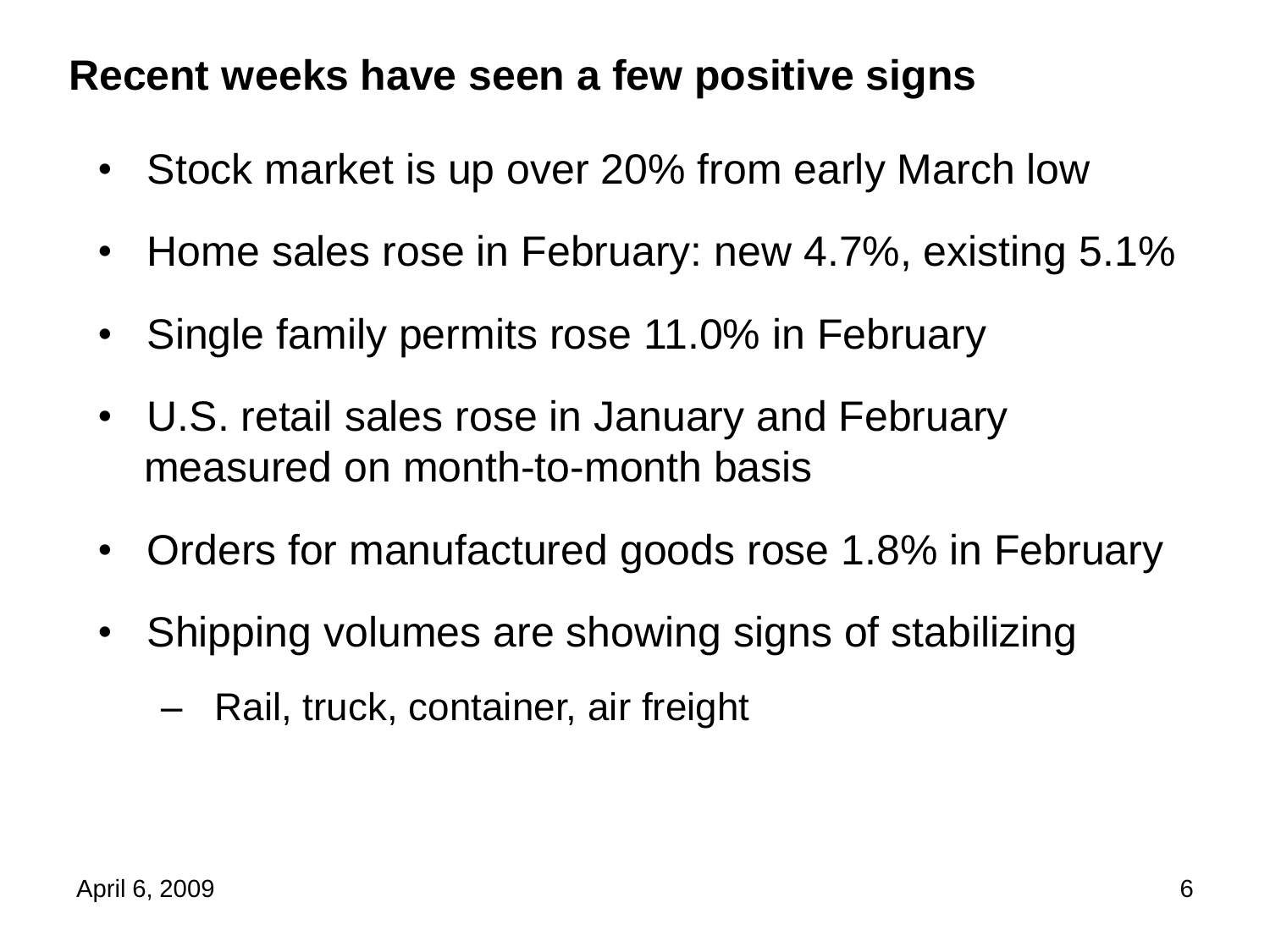## Recent weeks have seen a few positive signs

- Stock market is up over 20% from early March low
- Home sales rose in February: new 4.7%, existing 5.1%
- Single family permits rose 11.0% in February
- U.S. retail sales rose in January and February measured on month-to-month basis
- Orders for manufactured goods rose 1.8% in February
- Shipping volumes are showing signs of stabilizing
  - Rail, truck, container, air freight

April 6, 2009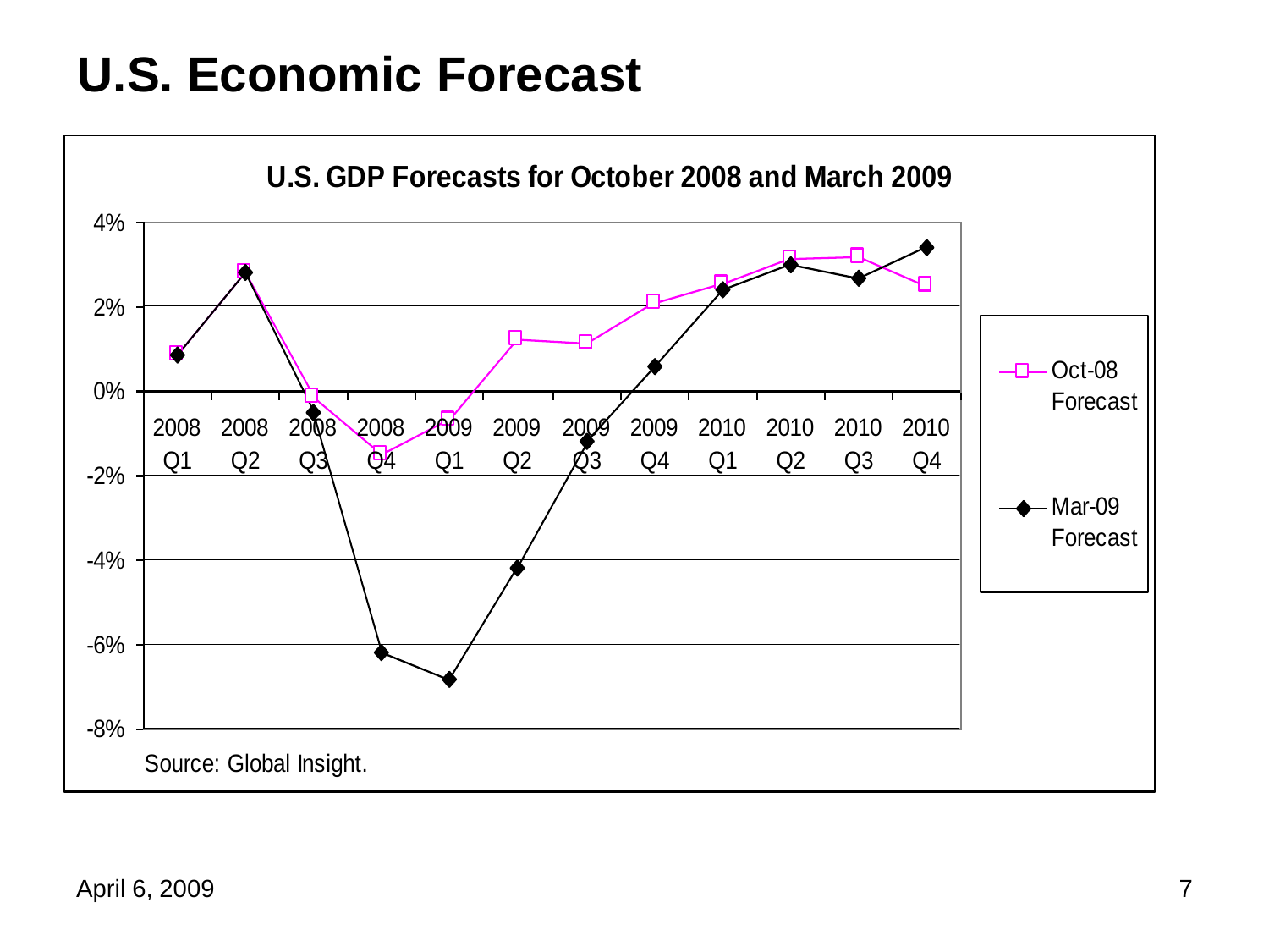# U.S. Economic Forecast

**U.S. GDP Forecasts for October 2008 and March 2009**

Source: Global Insight.

April 6, 2009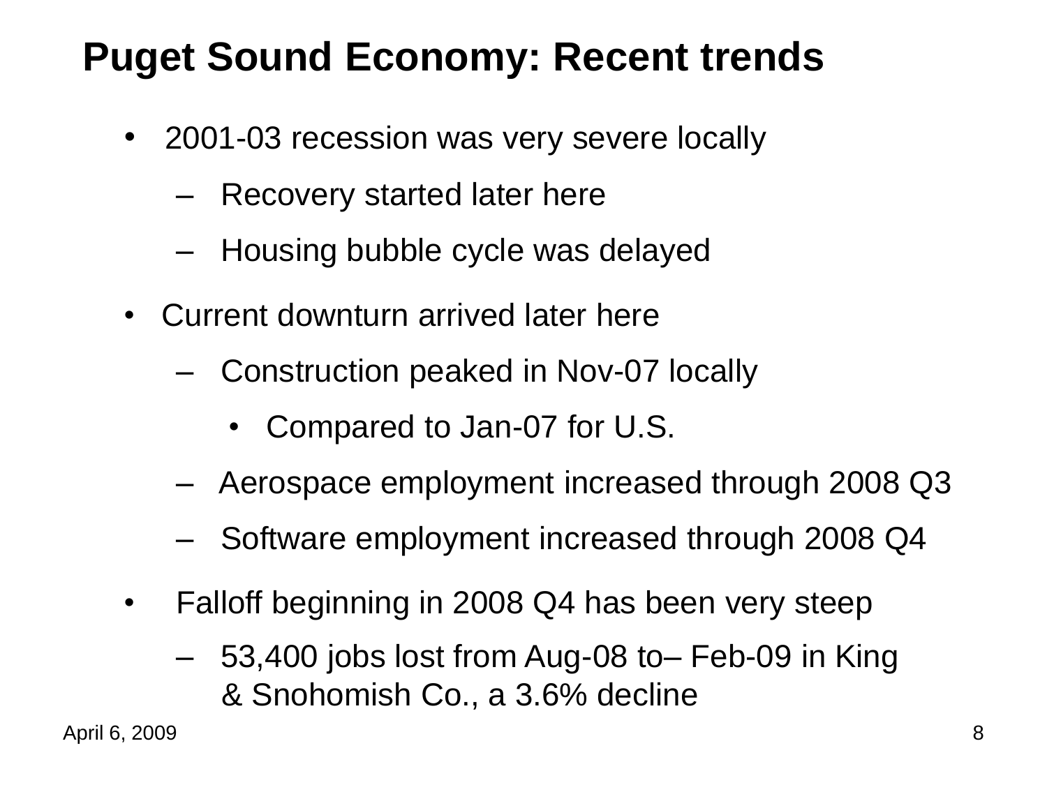# Puget Sound Economy: Recent trends

- 2001-03 recession was very severe locally
  - Recovery started later here
  - Housing bubble cycle was delayed
- Current downturn arrived later here
  - Construction peaked in Nov-07 locally
    - Compared to Jan-07 for U.S.
  - Aerospace employment increased through 2008 Q3
  - Software employment increased through 2008 Q4
- Falloff beginning in 2008 Q4 has been very steep
  - 53,400 jobs lost from Aug-08 to– Feb-09 in King & Snohomish Co., a 3.6% decline

April 6, 2009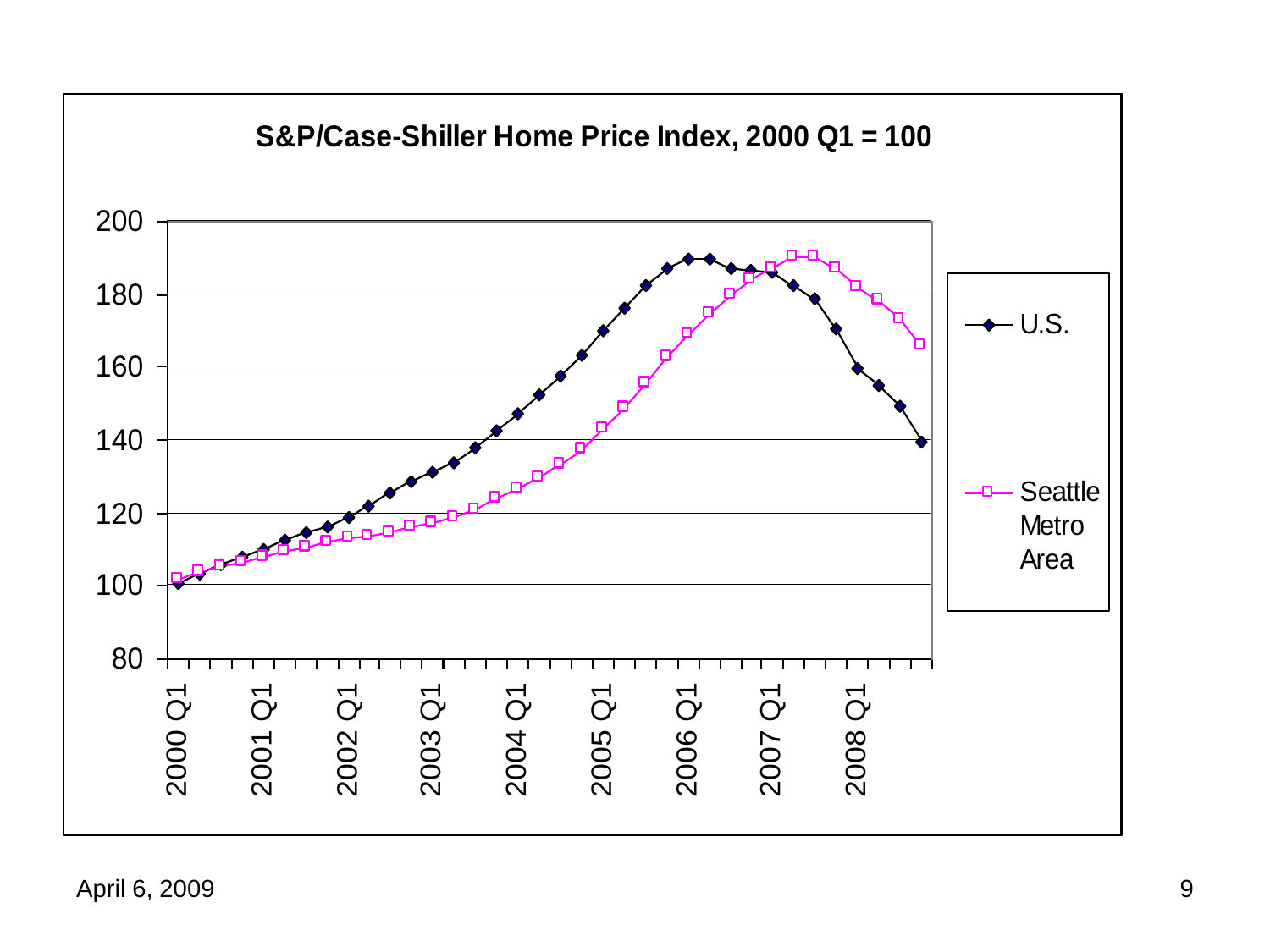**S&P/Case-Shiller Home Price Index, 2000 Q1 = 100**

- U.S.
- Seattle Metro Area

April 6, 2009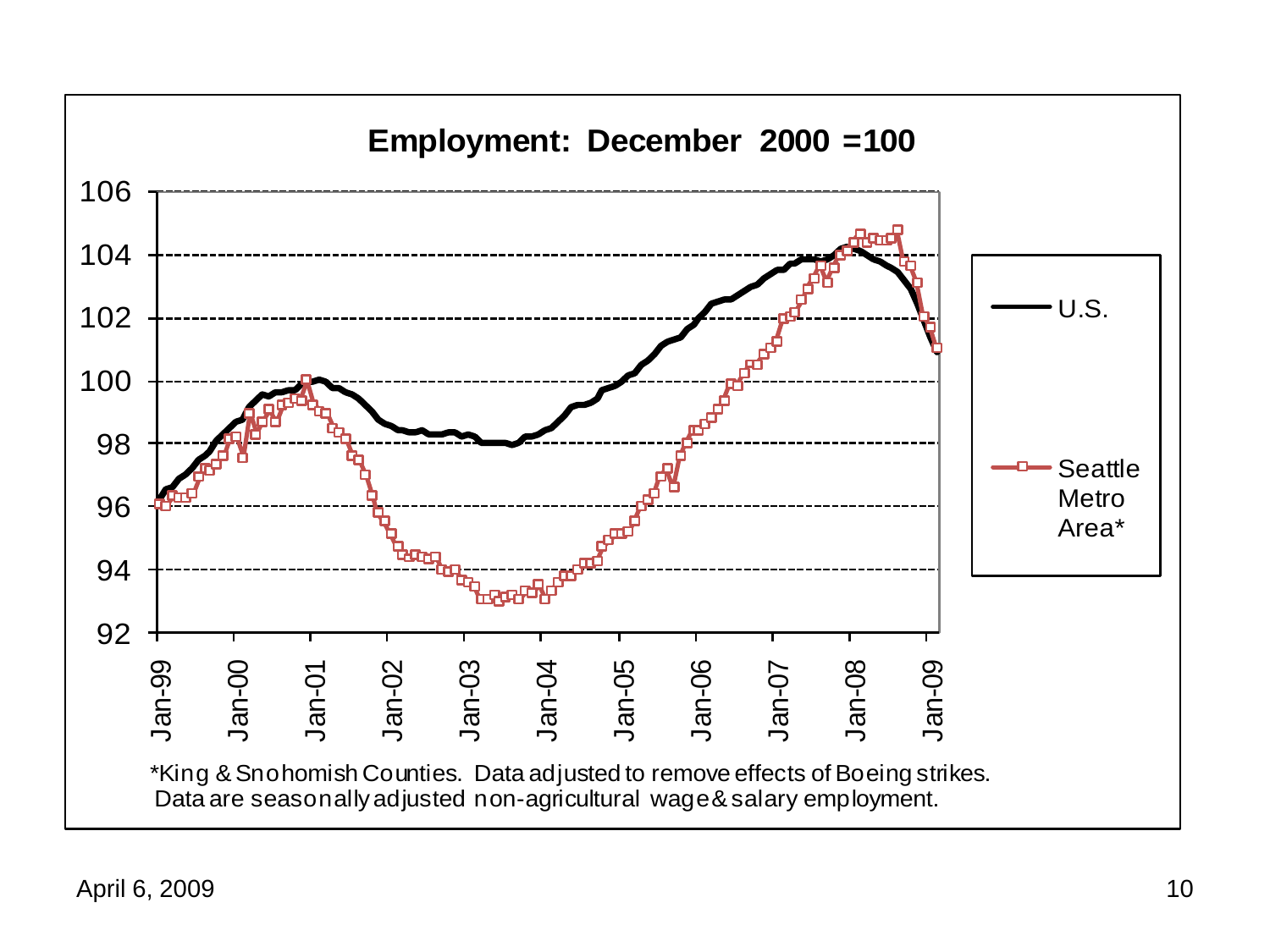## Employment: December 2000 =100

*King & Snohomish Counties. Data adjusted to remove effects of Boeing strikes.
Data are seasonally adjusted non-agricultural wage & salary employment.

April 6, 2009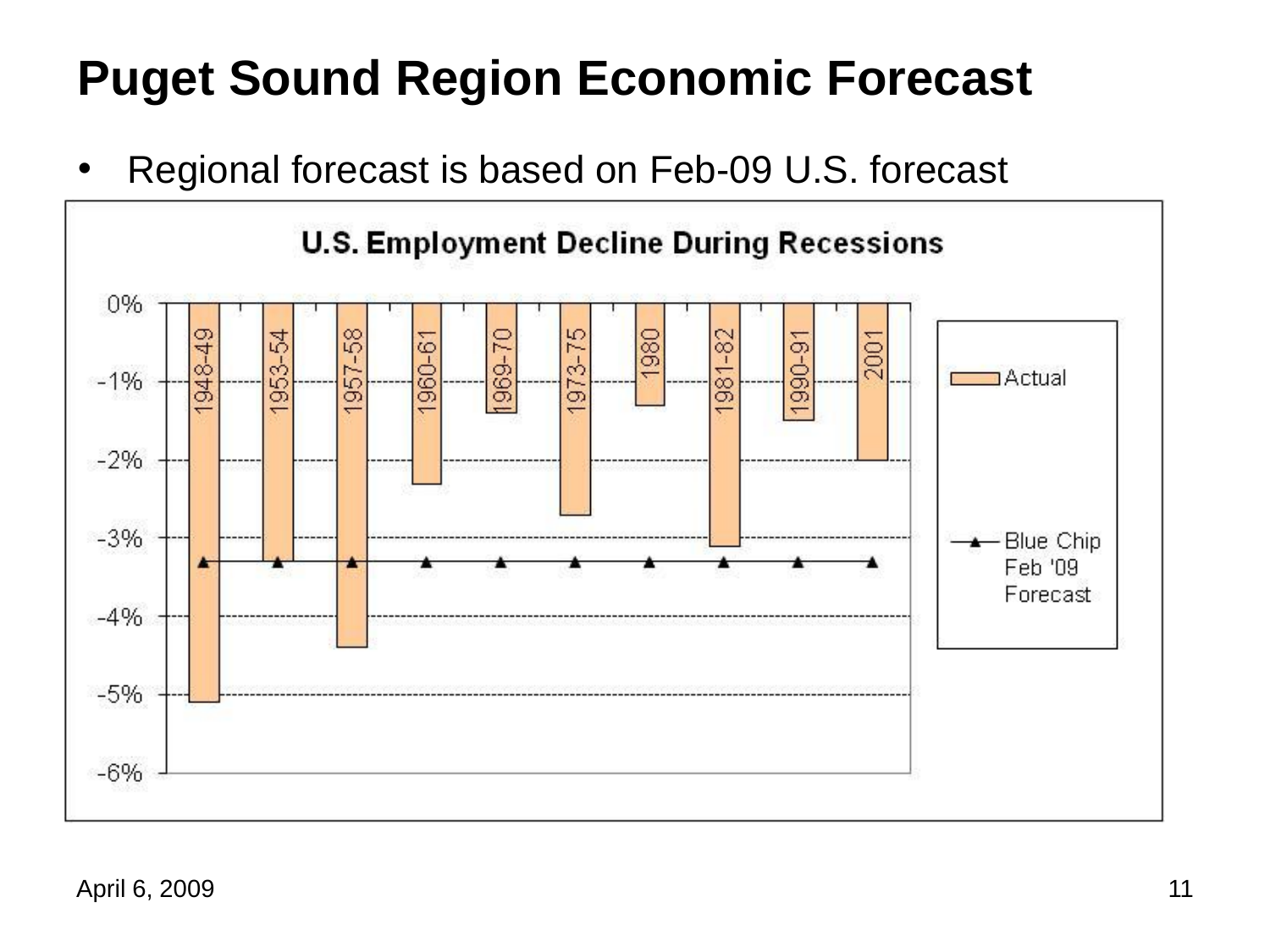# Puget Sound Region Economic Forecast

- Regional forecast is based on Feb-09 U.S. forecast

**U.S. Employment Decline During Recessions**

| Recession | Actual | Blue Chip Feb '09 Forecast |
|---|---|---|
| 1948-49 | -5.1% | -3.3% |
| 1953-54 | -3.3% | -3.3% |
| 1957-58 | -4.4% | -3.3% |
| 1960-61 | -2.3% | -3.3% |
| 1969-70 | -1.4% | -3.3% |
| 1973-75 | -2.7% | -3.3% |
| 1980 | -1.3% | -3.3% |
| 1981-82 | -3.1% | -3.3% |
| 1990-91 | -1.5% | -3.3% |
| 2001 | -2.0% | -3.3% |

April 6, 2009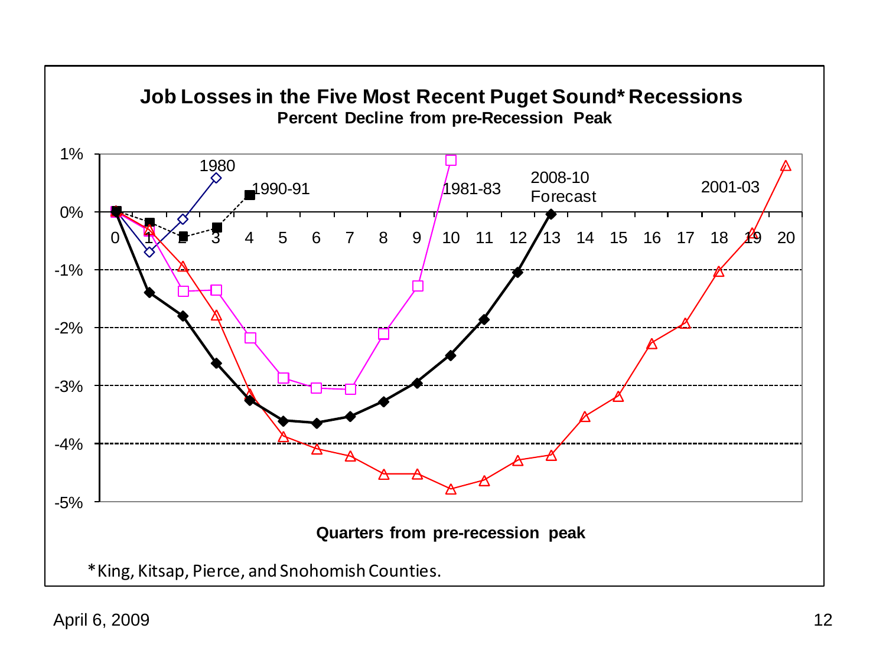## Job Losses in the Five Most Recent Puget Sound* Recessions

**Percent Decline from pre-Recession Peak**

1%
0%
-1%
-2%
-3%
-4%
-5%

1980
1990-91
1981-83
2008-10 Forecast
2001-03

0 1 2 3 4 5 6 7 8 9 10 11 12 13 14 15 16 17 18 19 20

**Quarters from pre-recession peak**

*King, Kitsap, Pierce, and Snohomish Counties.

April 6, 2009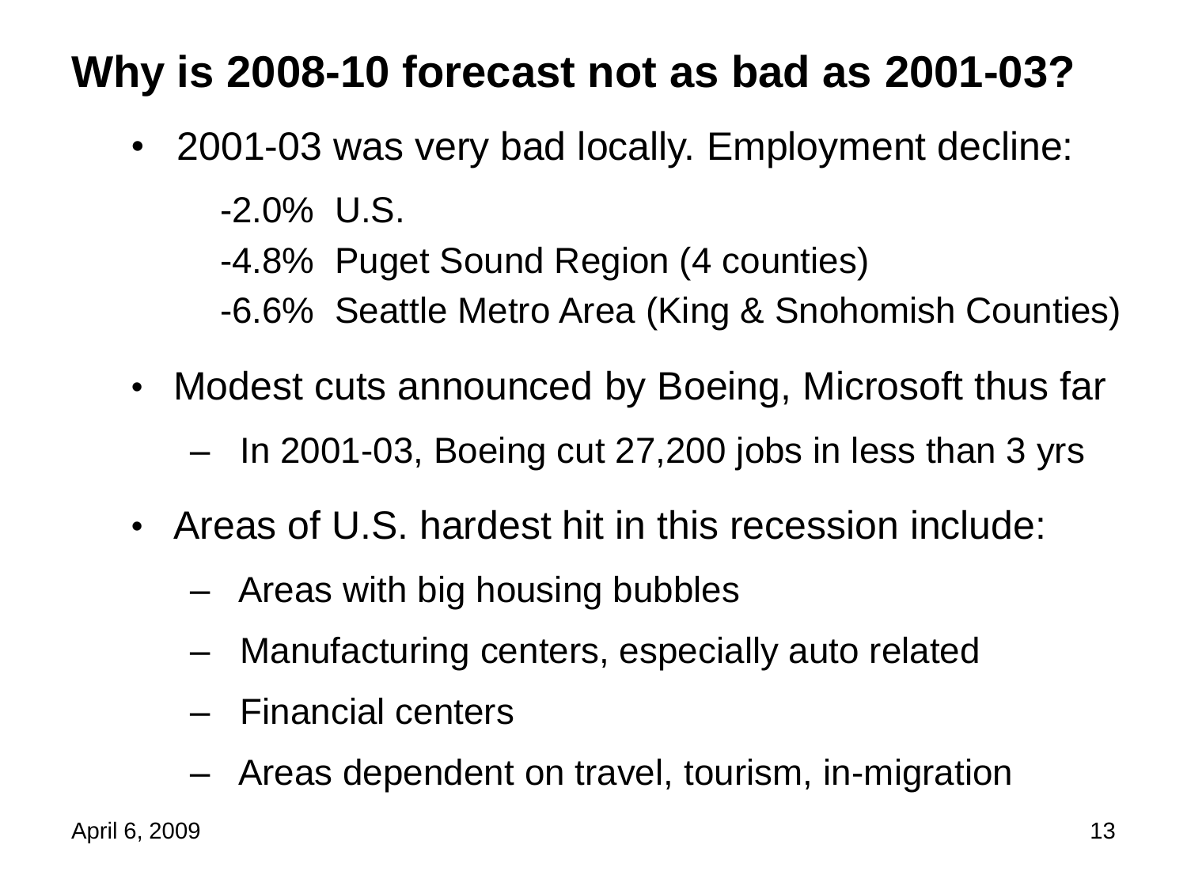# Why is 2008-10 forecast not as bad as 2001-03?

- 2001-03 was very bad locally. Employment decline:

  -2.0% U.S.

  -4.8% Puget Sound Region (4 counties)

  -6.6% Seattle Metro Area (King & Snohomish Counties)

- Modest cuts announced by Boeing, Microsoft thus far
  - In 2001-03, Boeing cut 27,200 jobs in less than 3 yrs
- Areas of U.S. hardest hit in this recession include:
  - Areas with big housing bubbles
  - Manufacturing centers, especially auto related
  - Financial centers
  - Areas dependent on travel, tourism, in-migration

April 6, 2009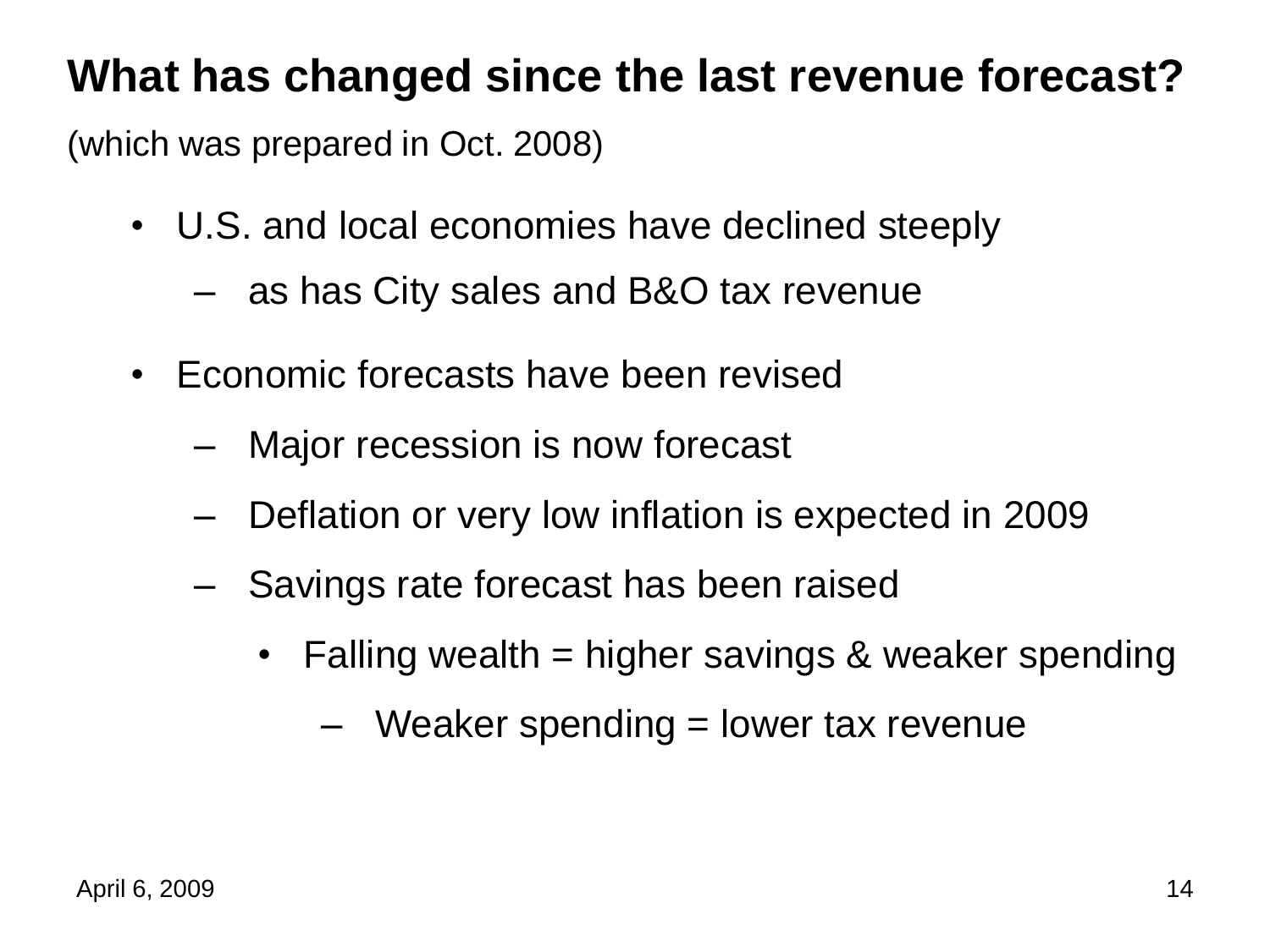# What has changed since the last revenue forecast?

(which was prepared in Oct. 2008)

- U.S. and local economies have declined steeply
  - as has City sales and B&O tax revenue
- Economic forecasts have been revised
  - Major recession is now forecast
  - Deflation or very low inflation is expected in 2009
  - Savings rate forecast has been raised
    - Falling wealth = higher savings & weaker spending
      - Weaker spending = lower tax revenue

April 6, 2009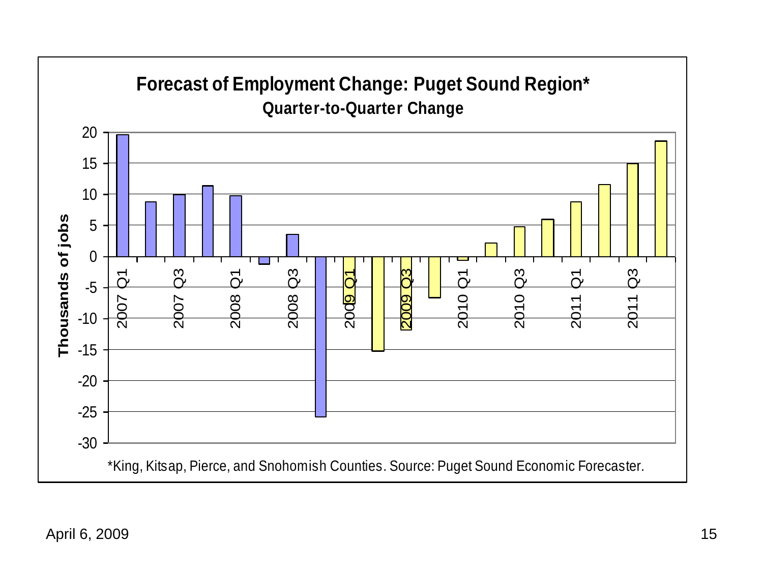# Forecast of Employment Change: Puget Sound Region*

## Quarter-to-Quarter Change

Thousands of jobs

20, 15, 10, 5, 0, -5, -10, -15, -20, -25, -30

2007 Q1, 2007 Q3, 2008 Q1, 2008 Q3, 2009 Q1, 2009 Q3, 2010 Q1, 2010 Q3, 2011 Q1, 2011 Q3

*King, Kitsap, Pierce, and Snohomish Counties. Source: Puget Sound Economic Forecaster.

April 6, 2009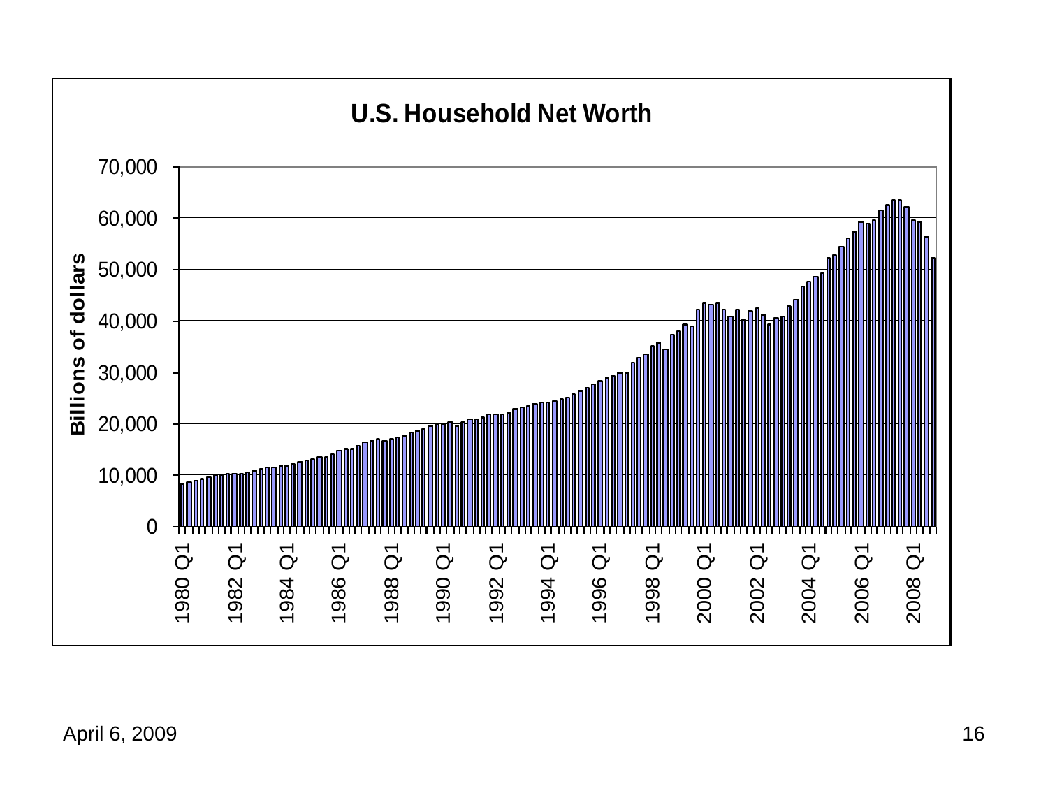## U.S. Household Net Worth

Billions of dollars

70,000
60,000
50,000
40,000
30,000
20,000
10,000
0

1980 Q1, 1982 Q1, 1984 Q1, 1986 Q1, 1988 Q1, 1990 Q1, 1992 Q1, 1994 Q1, 1996 Q1, 1998 Q1, 2000 Q1, 2002 Q1, 2004 Q1, 2006 Q1, 2008 Q1

April 6, 2009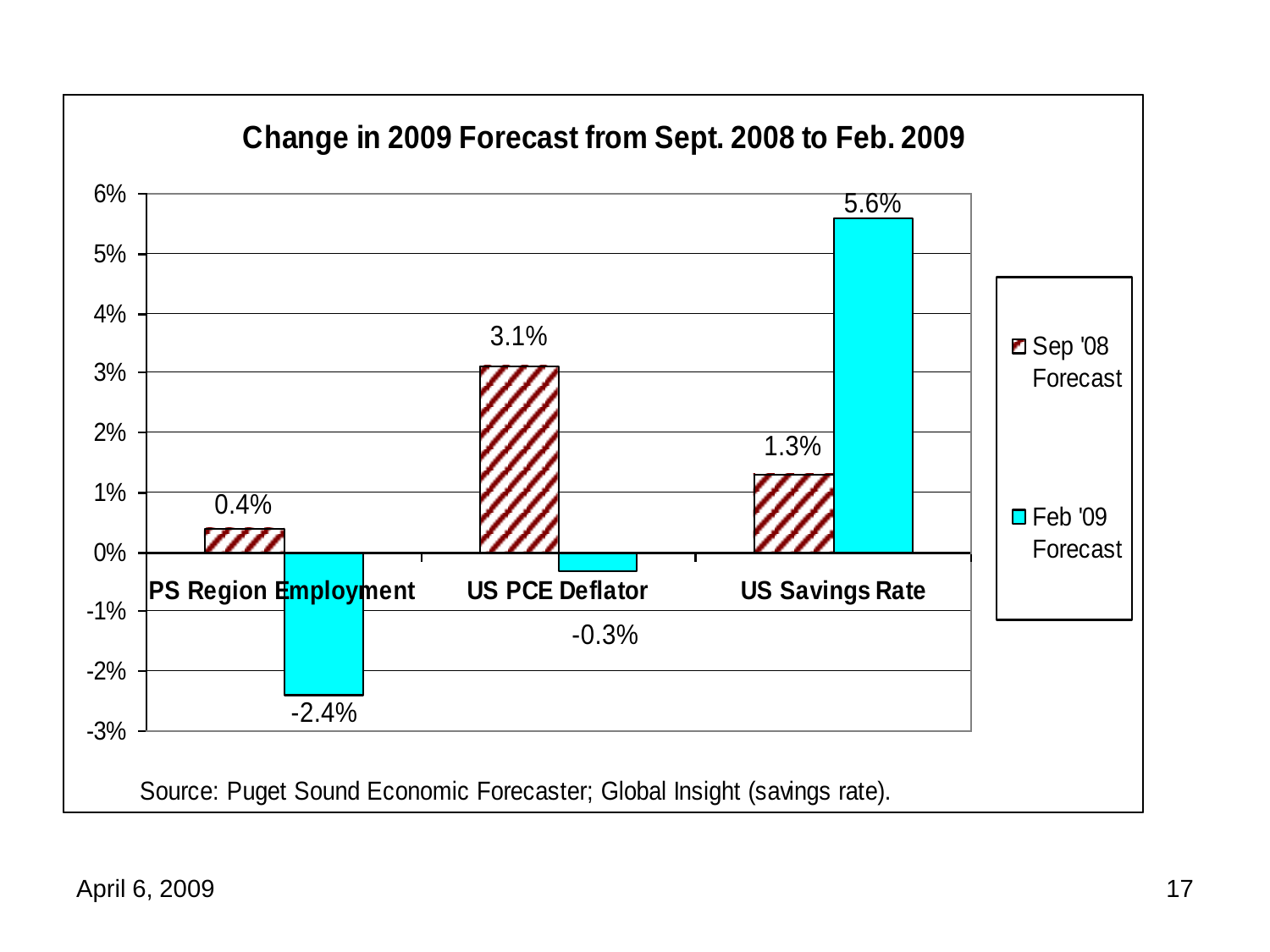## Change in 2009 Forecast from Sept. 2008 to Feb. 2009

| | Sep '08 Forecast | Feb '09 Forecast |
|---|---|---|
| PS Region Employment | 0.4% | -2.4% |
| US PCE Deflator | 3.1% | -0.3% |
| US Savings Rate | 1.3% | 5.6% |

Source: Puget Sound Economic Forecaster; Global Insight (savings rate).

April 6, 2009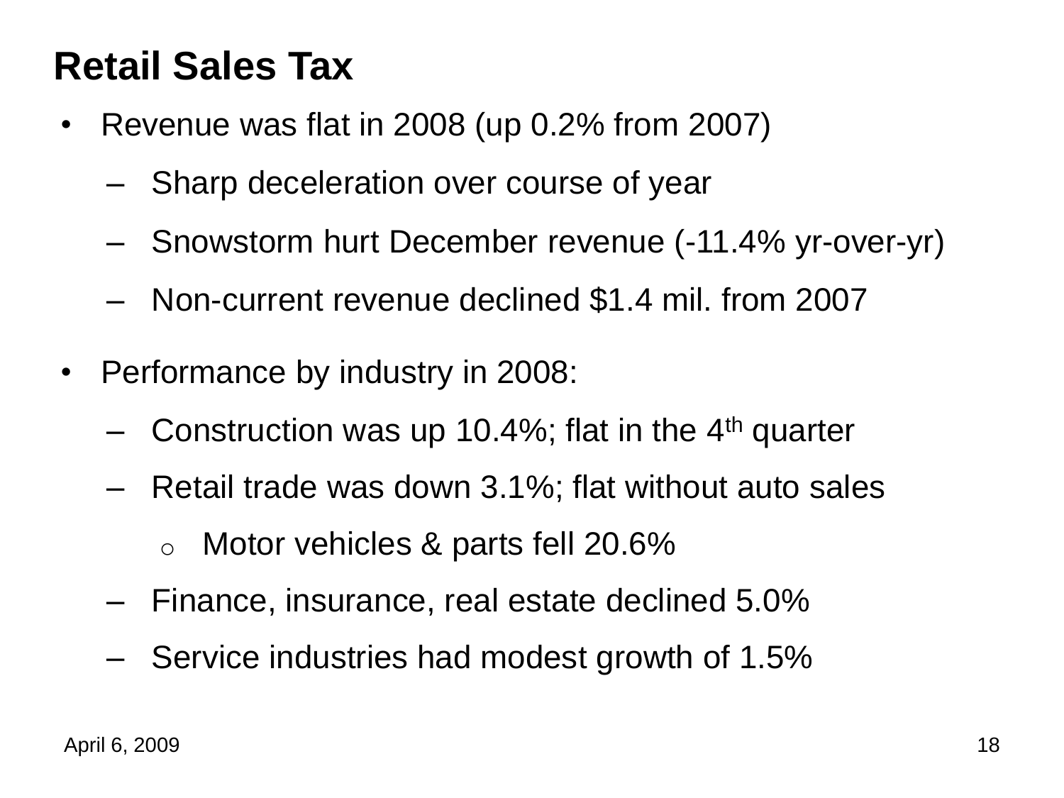# Retail Sales Tax

- Revenue was flat in 2008 (up 0.2% from 2007)
  - Sharp deceleration over course of year
  - Snowstorm hurt December revenue (-11.4% yr-over-yr)
  - Non-current revenue declined $1.4 mil. from 2007

- Performance by industry in 2008:
  - Construction was up 10.4%; flat in the 4th quarter
  - Retail trade was down 3.1%; flat without auto sales
    - Motor vehicles & parts fell 20.6%
  - Finance, insurance, real estate declined 5.0%
  - Service industries had modest growth of 1.5%

April 6, 2009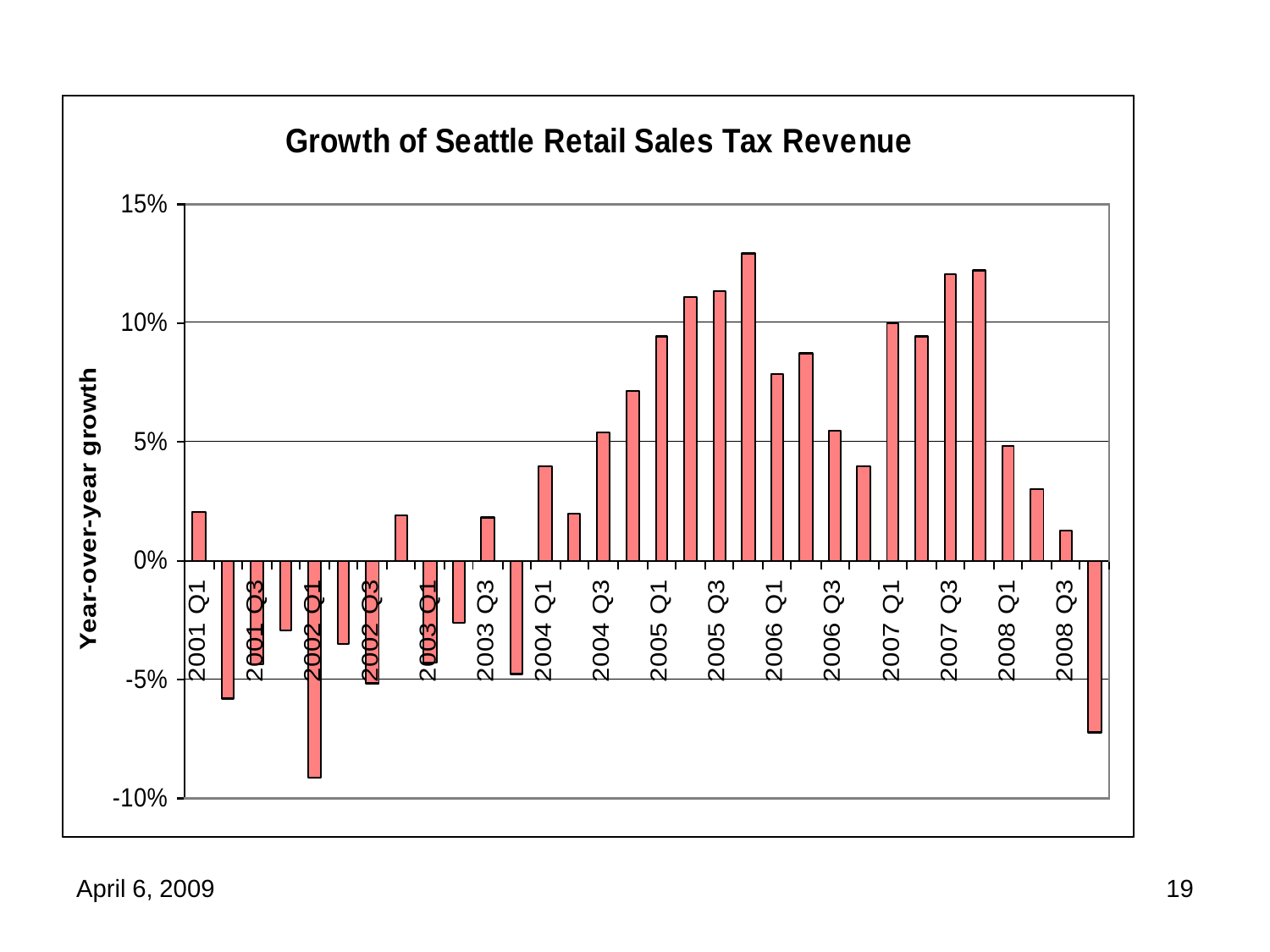## Growth of Seattle Retail Sales Tax Revenue

Year-over-year growth

15%
10%
5%
0%
-5%
-10%

2001 Q1, 2001 Q3, 2002 Q1, 2002 Q3, 2003 Q1, 2003 Q3, 2004 Q1, 2004 Q3, 2005 Q1, 2005 Q3, 2006 Q1, 2006 Q3, 2007 Q1, 2007 Q3, 2008 Q1, 2008 Q3

April 6, 2009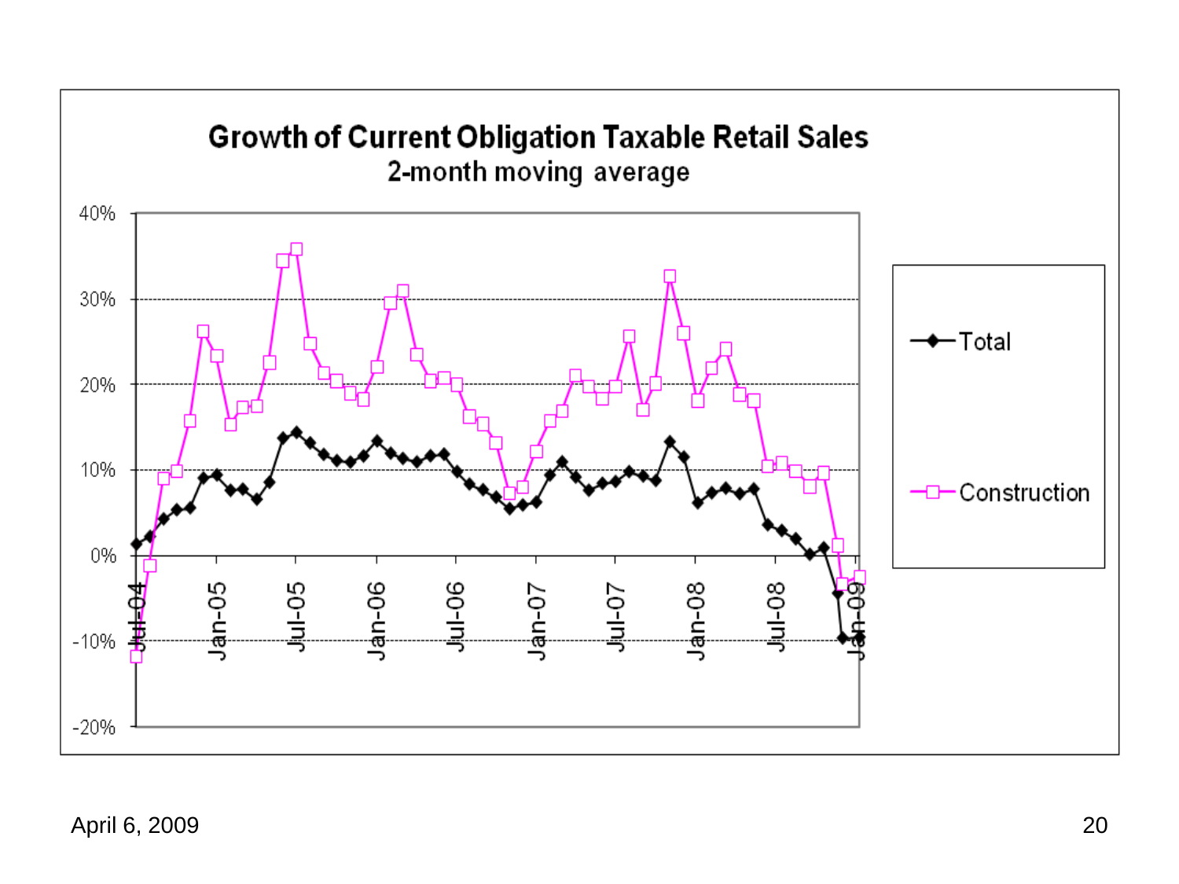## Growth of Current Obligation Taxable Retail Sales

2-month moving average

Legend: Total; Construction

Y-axis: 40%, 30%, 20%, 10%, 0%, -10%, -20%

X-axis: Jul-04, Jan-05, Jul-05, Jan-06, Jul-06, Jan-07, Jul-07, Jan-08, Jul-08, Jan-09

April 6, 2009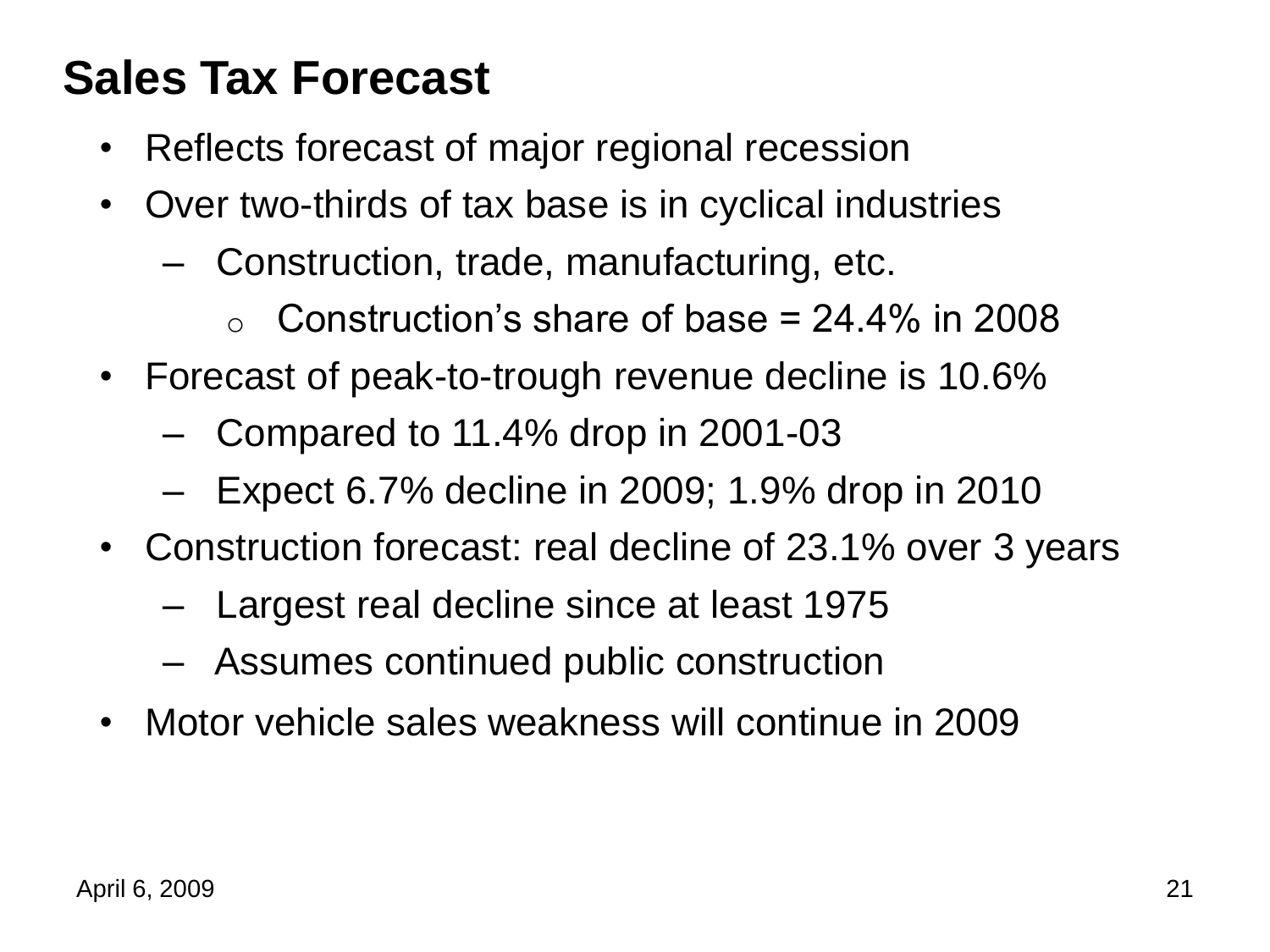# Sales Tax Forecast

- Reflects forecast of major regional recession
- Over two-thirds of tax base is in cyclical industries
  - Construction, trade, manufacturing, etc.
    - Construction's share of base = 24.4% in 2008
- Forecast of peak-to-trough revenue decline is 10.6%
  - Compared to 11.4% drop in 2001-03
  - Expect 6.7% decline in 2009; 1.9% drop in 2010
- Construction forecast: real decline of 23.1% over 3 years
  - Largest real decline since at least 1975
  - Assumes continued public construction
- Motor vehicle sales weakness will continue in 2009

April 6, 2009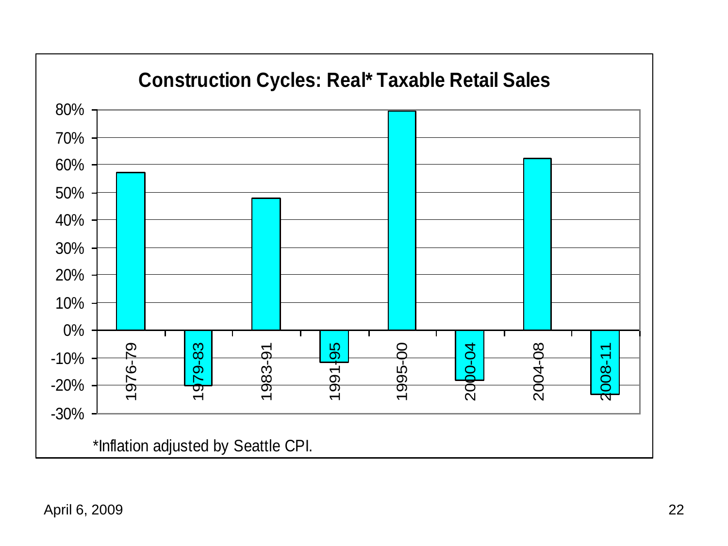## Construction Cycles: Real* Taxable Retail Sales

| Period | Change |
|---|---|
| 1976-79 | ~57% |
| 1979-83 | ~-20% |
| 1983-91 | ~48% |
| 1991-95 | ~-12% |
| 1995-00 | ~79% |
| 2000-04 | ~-18% |
| 2004-08 | ~62% |
| 2008-11 | ~-23% |

*Inflation adjusted by Seattle CPI.

April 6, 2009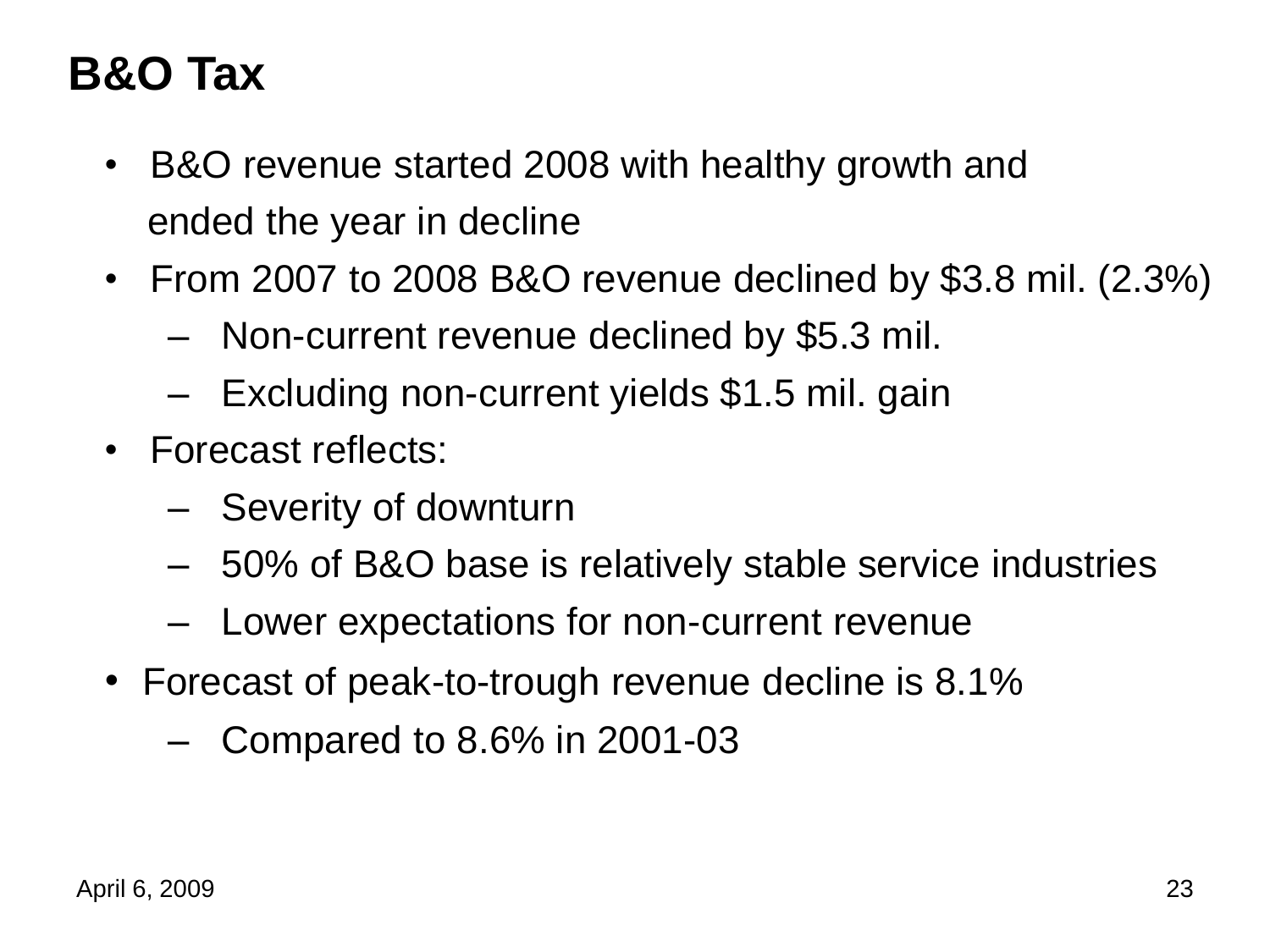# B&O Tax

- B&O revenue started 2008 with healthy growth and ended the year in decline
- From 2007 to 2008 B&O revenue declined by $3.8 mil. (2.3%)
  - Non-current revenue declined by $5.3 mil.
  - Excluding non-current yields $1.5 mil. gain
- Forecast reflects:
  - Severity of downturn
  - 50% of B&O base is relatively stable service industries
  - Lower expectations for non-current revenue
- Forecast of peak-to-trough revenue decline is 8.1%
  - Compared to 8.6% in 2001-03

April 6, 2009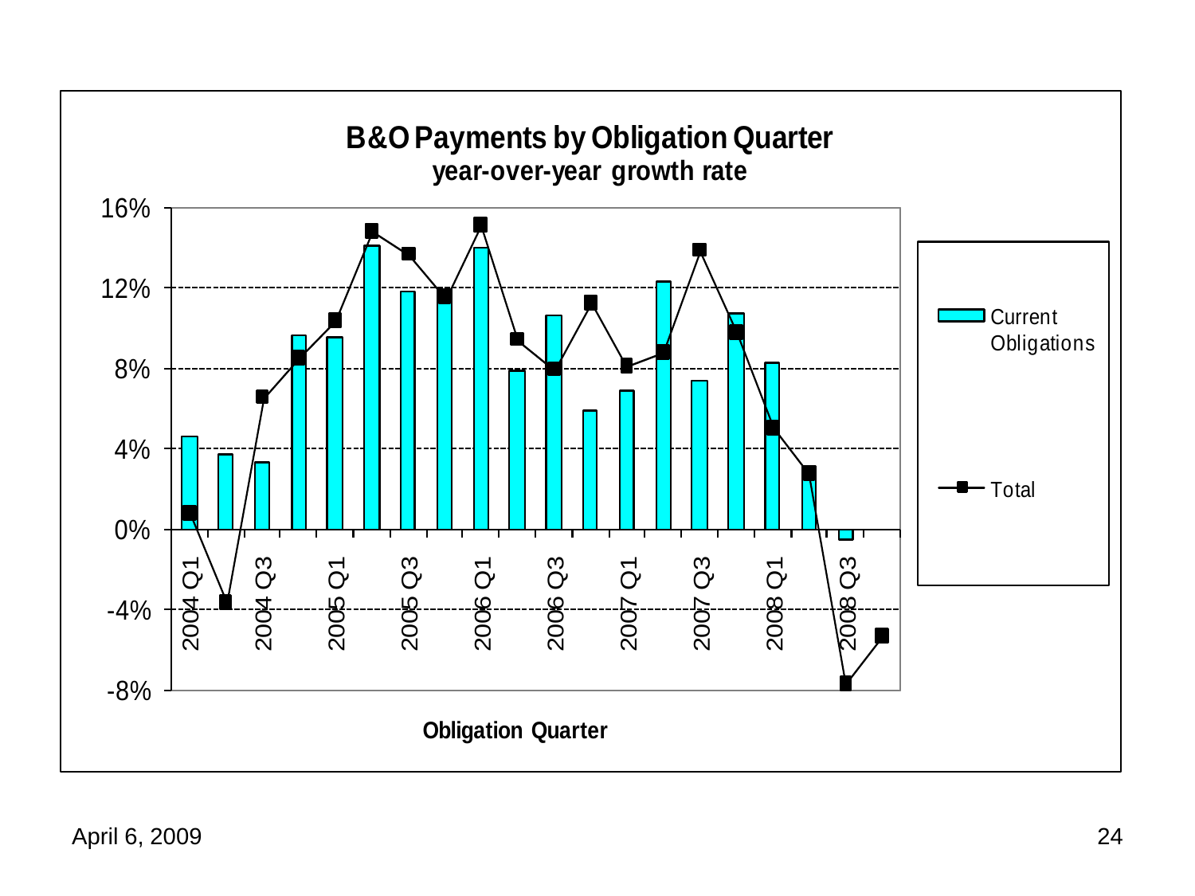# B&O Payments by Obligation Quarter

**year-over-year growth rate**

16%
12%
8%
4%
0%
-4%
-8%

2004 Q1
2004 Q3
2005 Q1
2005 Q3
2006 Q1
2006 Q3
2007 Q1
2007 Q3
2008 Q1
2008 Q3

**Obligation Quarter**

- Current Obligations
- Total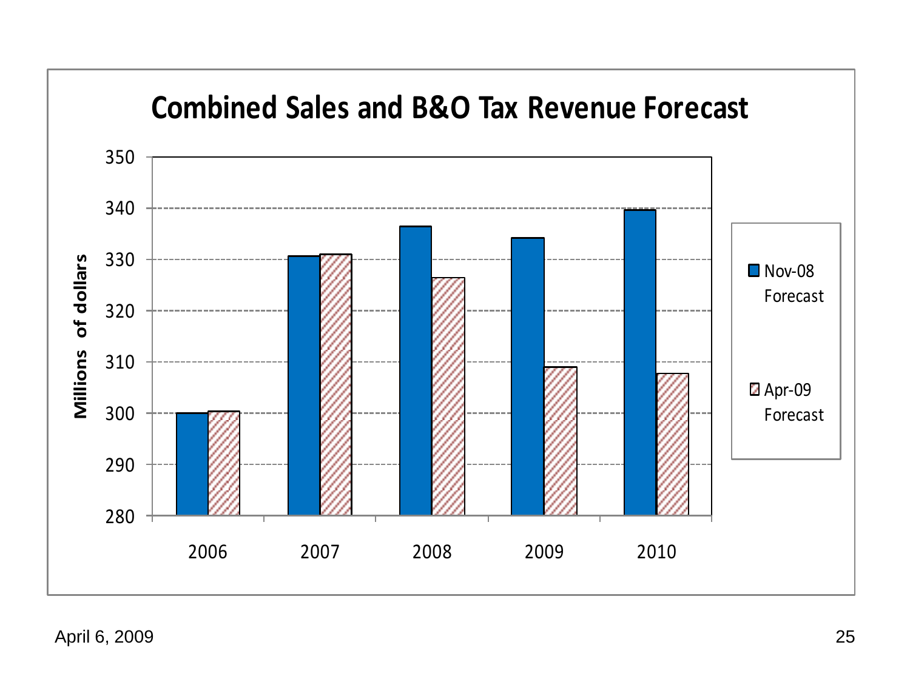# Combined Sales and B&O Tax Revenue Forecast

Millions of dollars

| | Nov-08 Forecast | Apr-09 Forecast |
|---|---|---|
| 2006 | 300 | 300.3 |
| 2007 | 330.6 | 331 |
| 2008 | 336.5 | 326.5 |
| 2009 | 334.2 | 309 |
| 2010 | 339.7 | 307.7 |

April 6, 2009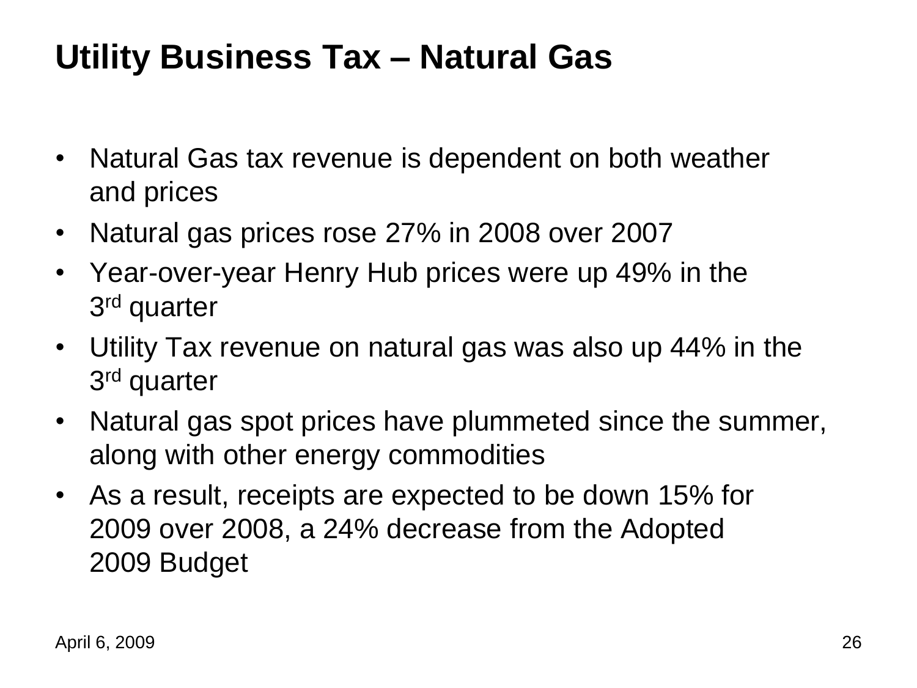# Utility Business Tax – Natural Gas

- Natural Gas tax revenue is dependent on both weather and prices
- Natural gas prices rose 27% in 2008 over 2007
- Year-over-year Henry Hub prices were up 49% in the 3rd quarter
- Utility Tax revenue on natural gas was also up 44% in the 3rd quarter
- Natural gas spot prices have plummeted since the summer, along with other energy commodities
- As a result, receipts are expected to be down 15% for 2009 over 2008, a 24% decrease from the Adopted 2009 Budget

April 6, 2009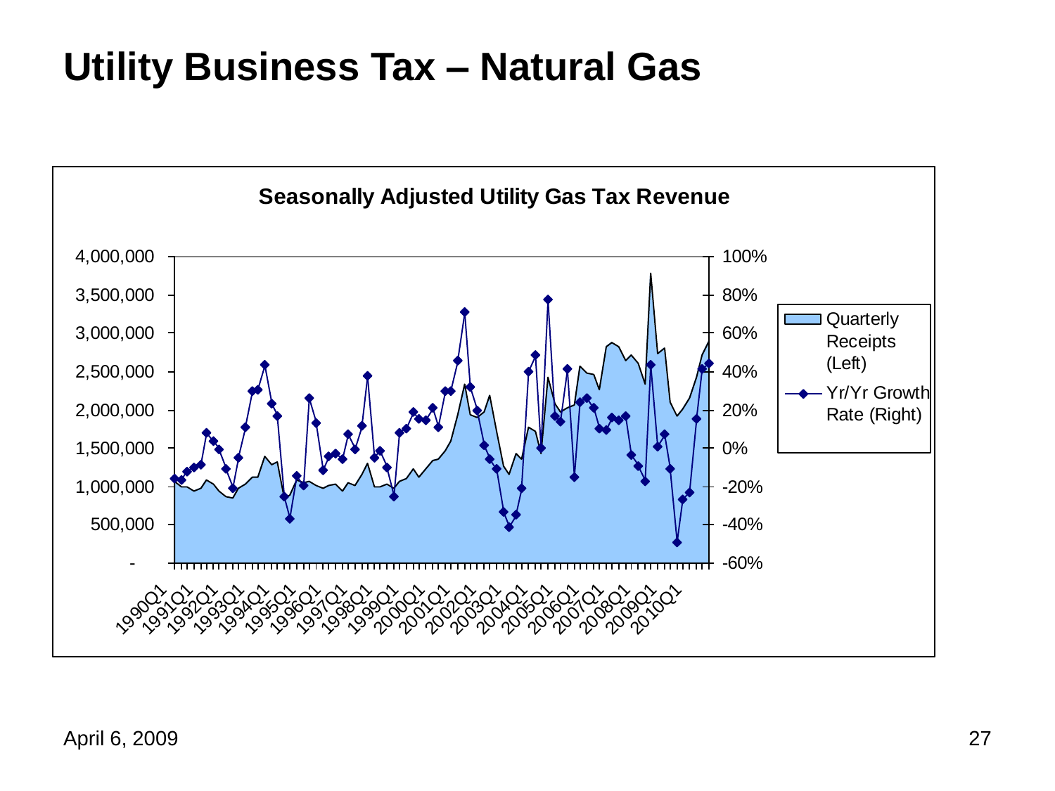# Utility Business Tax – Natural Gas

**Seasonally Adjusted Utility Gas Tax Revenue**

Left axis: -, 500,000, 1,000,000, 1,500,000, 2,000,000, 2,500,000, 3,000,000, 3,500,000, 4,000,000

Right axis: -60%, -40%, -20%, 0%, 20%, 40%, 60%, 80%, 100%

X-axis: 1990Q1, 1991Q1, 1992Q1, 1993Q1, 1994Q1, 1995Q1, 1996Q1, 1997Q1, 1998Q1, 1999Q1, 2000Q1, 2001Q1, 2002Q1, 2003Q1, 2004Q1, 2005Q1, 2006Q1, 2007Q1, 2008Q1, 2009Q1, 2010Q1

Legend:
- Quarterly Receipts (Left)
- Yr/Yr Growth Rate (Right)

April 6, 2009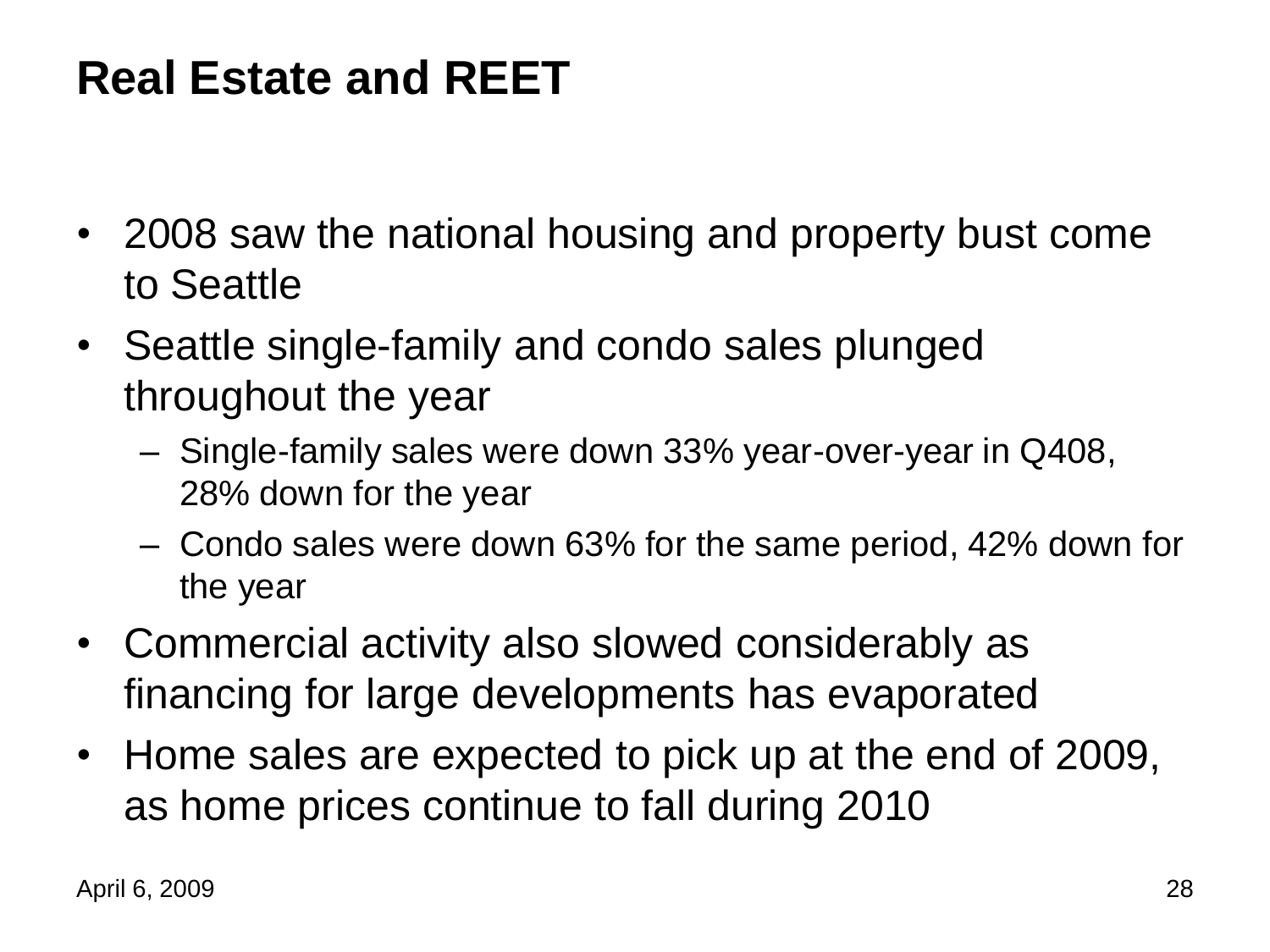# Real Estate and REET

- 2008 saw the national housing and property bust come to Seattle
- Seattle single-family and condo sales plunged throughout the year
  - Single-family sales were down 33% year-over-year in Q408, 28% down for the year
  - Condo sales were down 63% for the same period, 42% down for the year
- Commercial activity also slowed considerably as financing for large developments has evaporated
- Home sales are expected to pick up at the end of 2009, as home prices continue to fall during 2010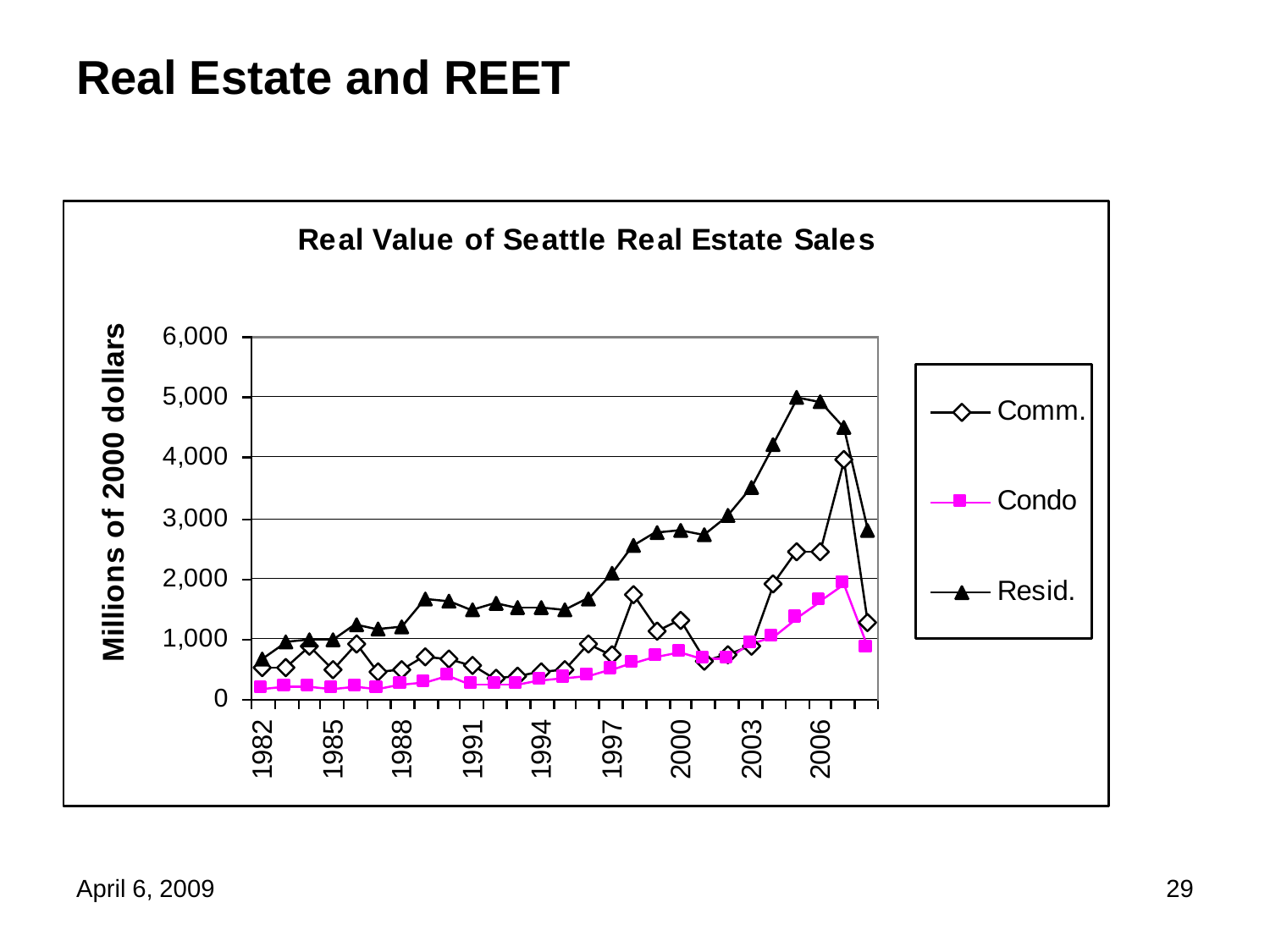# Real Estate and REET

**Real Value of Seattle Real Estate Sales**

Millions of 2000 dollars

Comm.
Condo
Resid.

April 6, 2009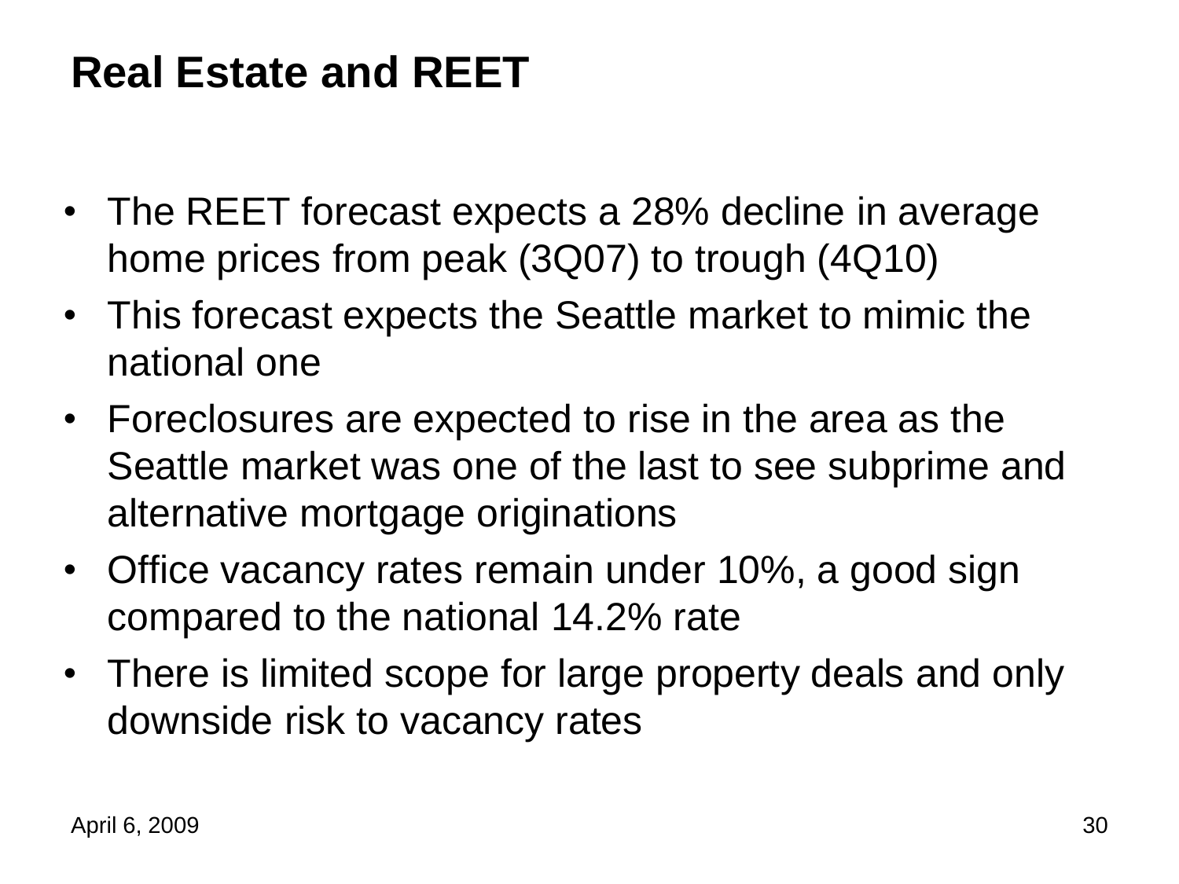# Real Estate and REET

- The REET forecast expects a 28% decline in average home prices from peak (3Q07) to trough (4Q10)
- This forecast expects the Seattle market to mimic the national one
- Foreclosures are expected to rise in the area as the Seattle market was one of the last to see subprime and alternative mortgage originations
- Office vacancy rates remain under 10%, a good sign compared to the national 14.2% rate
- There is limited scope for large property deals and only downside risk to vacancy rates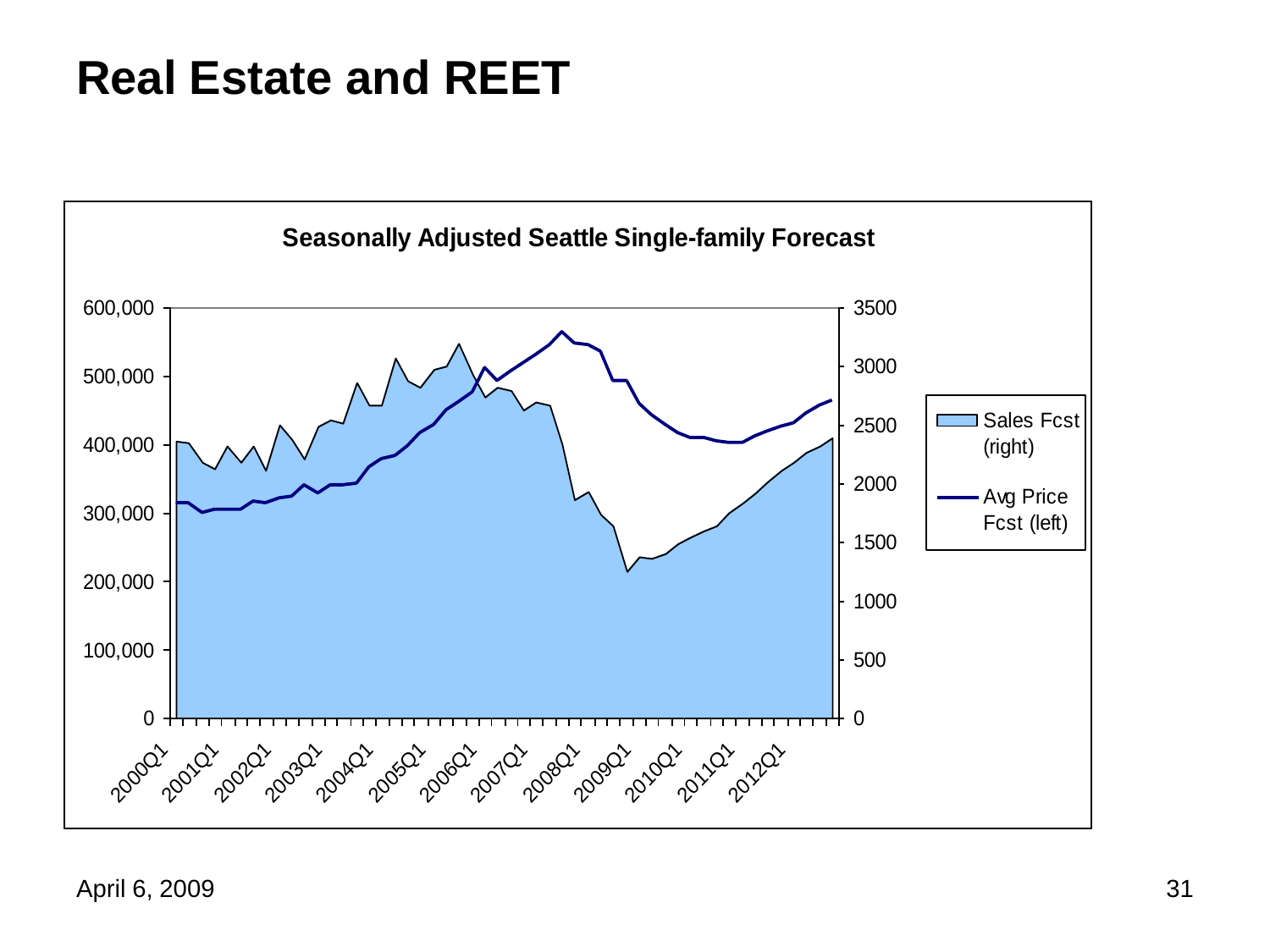# Real Estate and REET

**Seasonally Adjusted Seattle Single-family Forecast**

April 6, 2009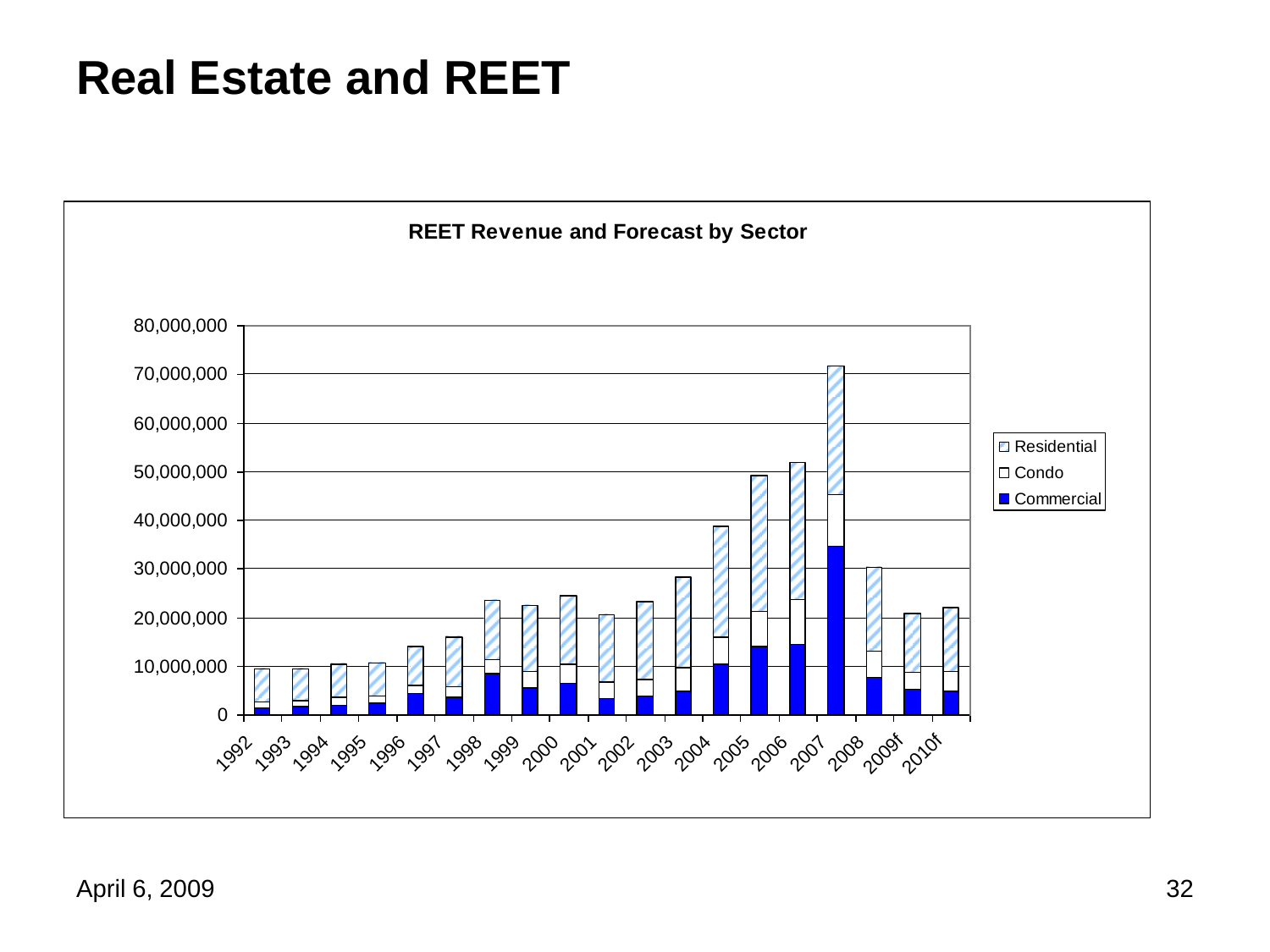# Real Estate and REET

**REET Revenue and Forecast by Sector**

Legend: Residential, Condo, Commercial

Y-axis: 0; 10,000,000; 20,000,000; 30,000,000; 40,000,000; 50,000,000; 60,000,000; 70,000,000; 80,000,000

X-axis: 1992, 1993, 1994, 1995, 1996, 1997, 1998, 1999, 2000, 2001, 2002, 2003, 2004, 2005, 2006, 2007, 2008, 2009f, 2010f

April 6, 2009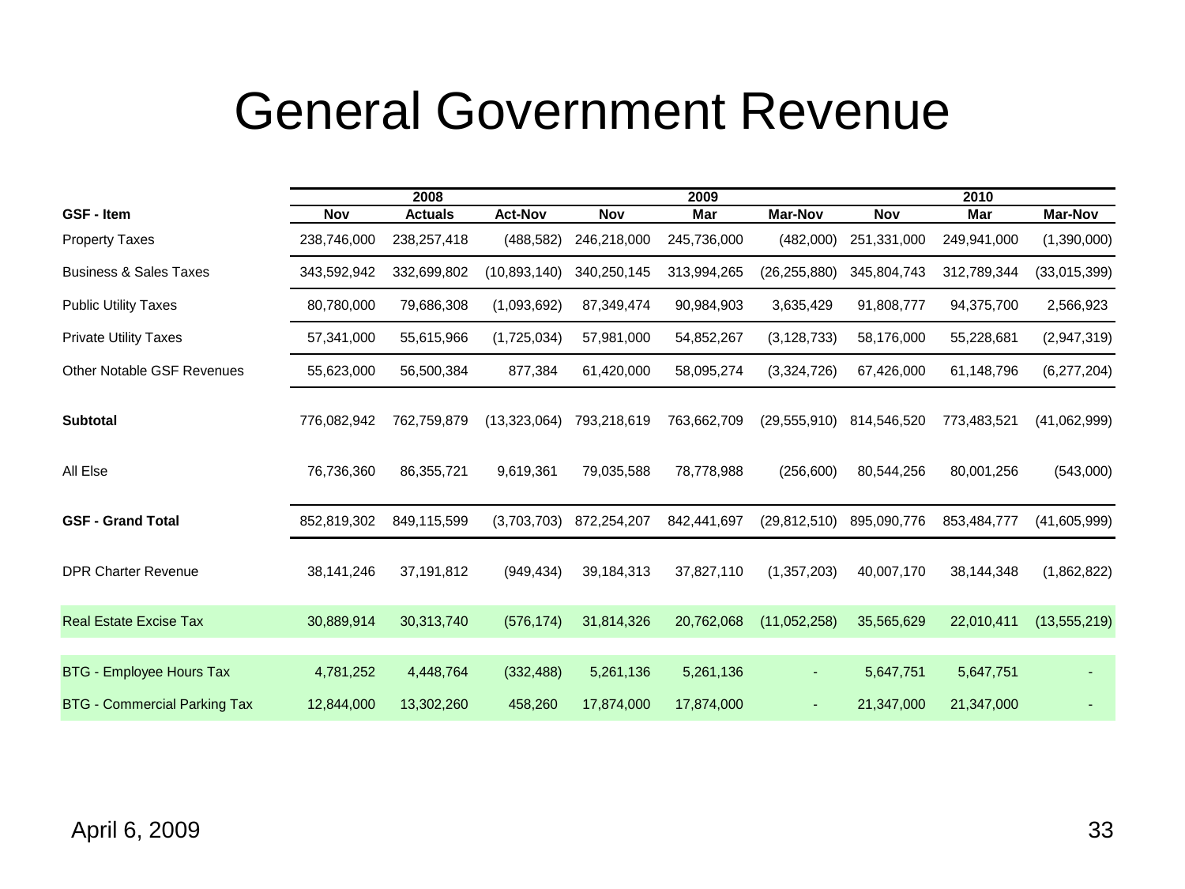# General Government Revenue

| GSF - Item | 2008 Nov | 2008 Actuals | 2008 Act-Nov | 2009 Nov | 2009 Mar | 2009 Mar-Nov | 2010 Nov | 2010 Mar | 2010 Mar-Nov |
|---|---|---|---|---|---|---|---|---|---|
| Property Taxes | 238,746,000 | 238,257,418 | (488,582) | 246,218,000 | 245,736,000 | (482,000) | 251,331,000 | 249,941,000 | (1,390,000) |
| Business & Sales Taxes | 343,592,942 | 332,699,802 | (10,893,140) | 340,250,145 | 313,994,265 | (26,255,880) | 345,804,743 | 312,789,344 | (33,015,399) |
| Public Utility Taxes | 80,780,000 | 79,686,308 | (1,093,692) | 87,349,474 | 90,984,903 | 3,635,429 | 91,808,777 | 94,375,700 | 2,566,923 |
| Private Utility Taxes | 57,341,000 | 55,615,966 | (1,725,034) | 57,981,000 | 54,852,267 | (3,128,733) | 58,176,000 | 55,228,681 | (2,947,319) |
| Other Notable GSF Revenues | 55,623,000 | 56,500,384 | 877,384 | 61,420,000 | 58,095,274 | (3,324,726) | 67,426,000 | 61,148,796 | (6,277,204) |
| **Subtotal** | 776,082,942 | 762,759,879 | (13,323,064) | 793,218,619 | 763,662,709 | (29,555,910) | 814,546,520 | 773,483,521 | (41,062,999) |
| All Else | 76,736,360 | 86,355,721 | 9,619,361 | 79,035,588 | 78,778,988 | (256,600) | 80,544,256 | 80,001,256 | (543,000) |
| **GSF - Grand Total** | 852,819,302 | 849,115,599 | (3,703,703) | 872,254,207 | 842,441,697 | (29,812,510) | 895,090,776 | 853,484,777 | (41,605,999) |
| DPR Charter Revenue | 38,141,246 | 37,191,812 | (949,434) | 39,184,313 | 37,827,110 | (1,357,203) | 40,007,170 | 38,144,348 | (1,862,822) |
| Real Estate Excise Tax | 30,889,914 | 30,313,740 | (576,174) | 31,814,326 | 20,762,068 | (11,052,258) | 35,565,629 | 22,010,411 | (13,555,219) |
| BTG - Employee Hours Tax | 4,781,252 | 4,448,764 | (332,488) | 5,261,136 | 5,261,136 | - | 5,647,751 | 5,647,751 | - |
| BTG - Commercial Parking Tax | 12,844,000 | 13,302,260 | 458,260 | 17,874,000 | 17,874,000 | - | 21,347,000 | 21,347,000 | - |

April 6, 2009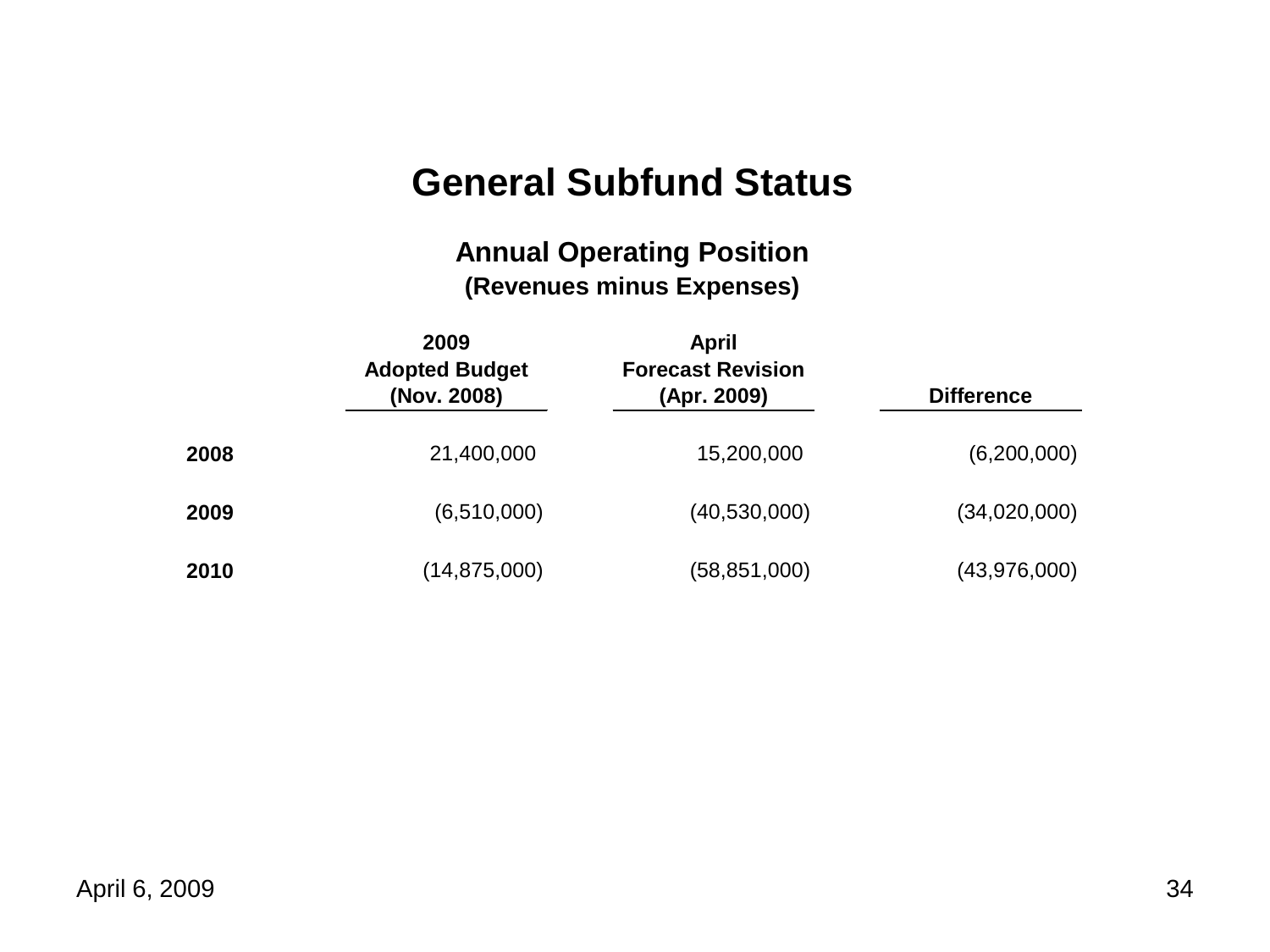# General Subfund Status

## Annual Operating Position

### (Revenues minus Expenses)

| | 2009 Adopted Budget (Nov. 2008) | April Forecast Revision (Apr. 2009) | Difference |
|---|---|---|---|
| **2008** | 21,400,000 | 15,200,000 | (6,200,000) |
| **2009** | (6,510,000) | (40,530,000) | (34,020,000) |
| **2010** | (14,875,000) | (58,851,000) | (43,976,000) |

April 6, 2009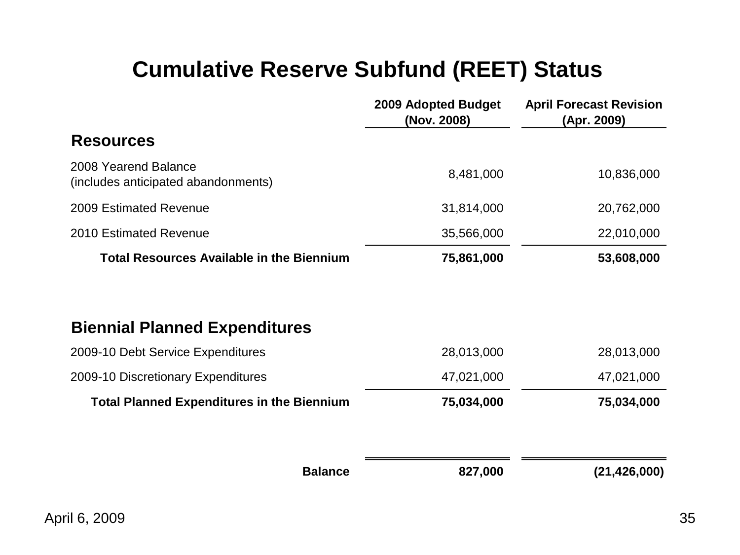# Cumulative Reserve Subfund (REET) Status

| | 2009 Adopted Budget (Nov. 2008) | April Forecast Revision (Apr. 2009) |
|---|---|---|
| **Resources** | | |
| 2008 Yearend Balance (includes anticipated abandonments) | 8,481,000 | 10,836,000 |
| 2009 Estimated Revenue | 31,814,000 | 20,762,000 |
| 2010 Estimated Revenue | 35,566,000 | 22,010,000 |
| **Total Resources Available in the Biennium** | **75,861,000** | **53,608,000** |
| **Biennial Planned Expenditures** | | |
| 2009-10 Debt Service Expenditures | 28,013,000 | 28,013,000 |
| 2009-10 Discretionary Expenditures | 47,021,000 | 47,021,000 |
| **Total Planned Expenditures in the Biennium** | **75,034,000** | **75,034,000** |
| **Balance** | **827,000** | **(21,426,000)** |

April 6, 2009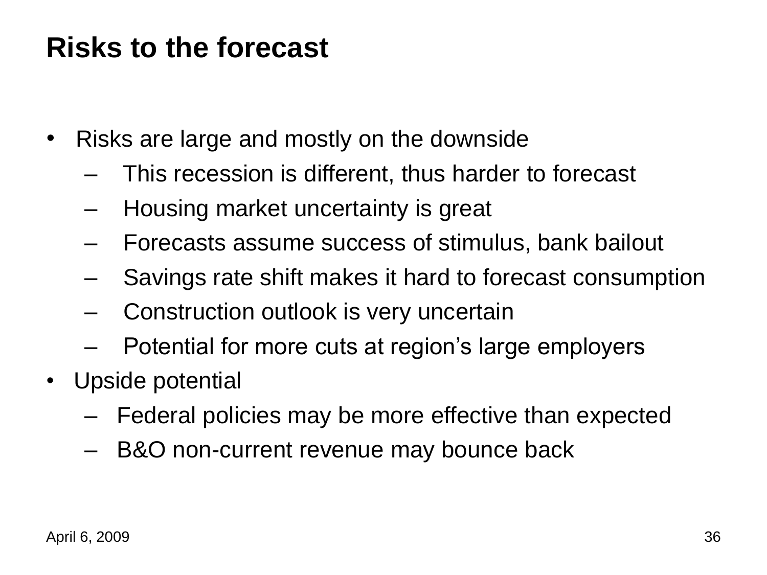# Risks to the forecast

- Risks are large and mostly on the downside
  - This recession is different, thus harder to forecast
  - Housing market uncertainty is great
  - Forecasts assume success of stimulus, bank bailout
  - Savings rate shift makes it hard to forecast consumption
  - Construction outlook is very uncertain
  - Potential for more cuts at region's large employers
- Upside potential
  - Federal policies may be more effective than expected
  - B&O non-current revenue may bounce back

April 6, 2009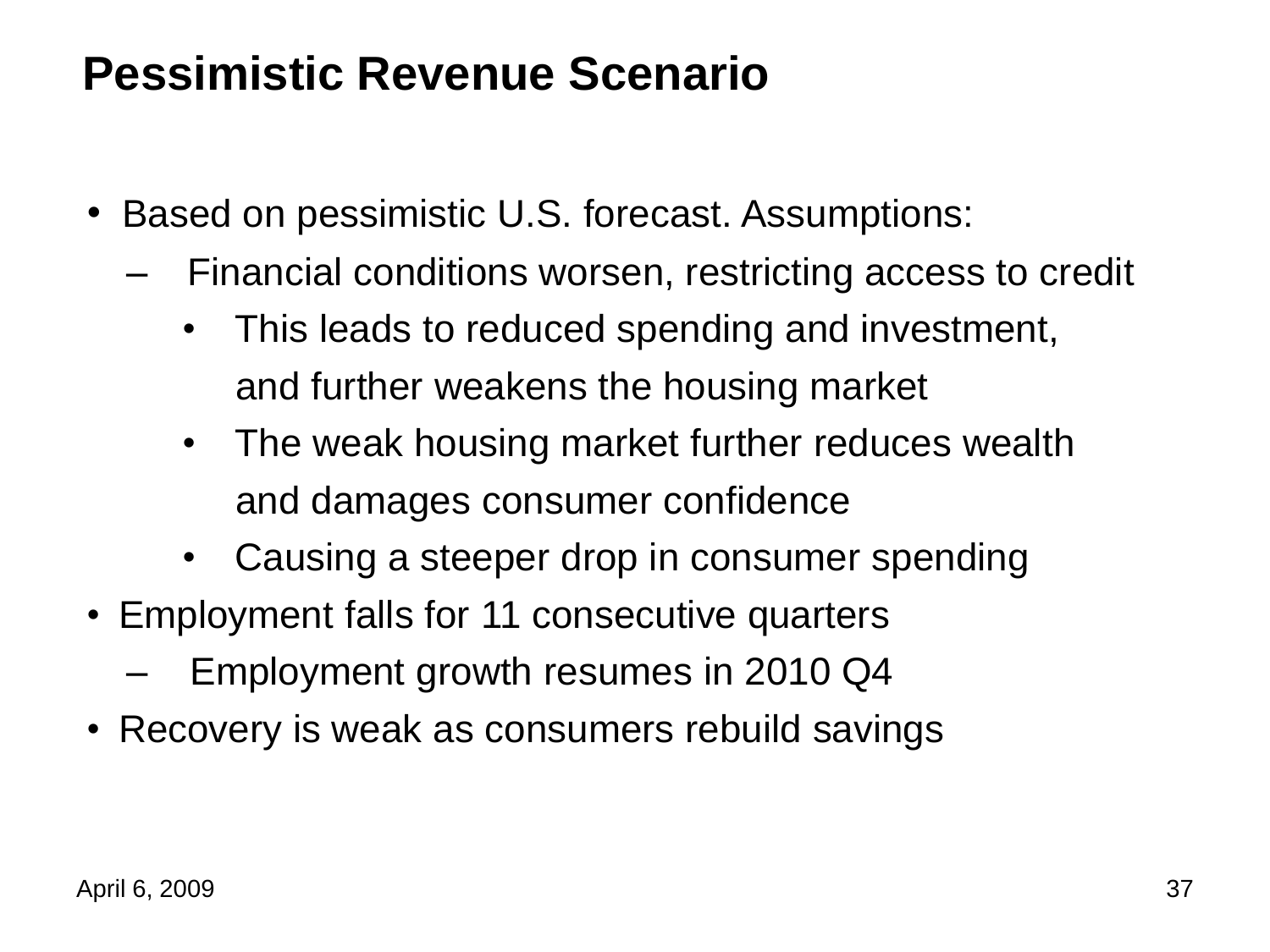# Pessimistic Revenue Scenario

- Based on pessimistic U.S. forecast. Assumptions:
  - Financial conditions worsen, restricting access to credit
    - This leads to reduced spending and investment, and further weakens the housing market
    - The weak housing market further reduces wealth and damages consumer confidence
    - Causing a steeper drop in consumer spending
- Employment falls for 11 consecutive quarters
  - Employment growth resumes in 2010 Q4
- Recovery is weak as consumers rebuild savings

April 6, 2009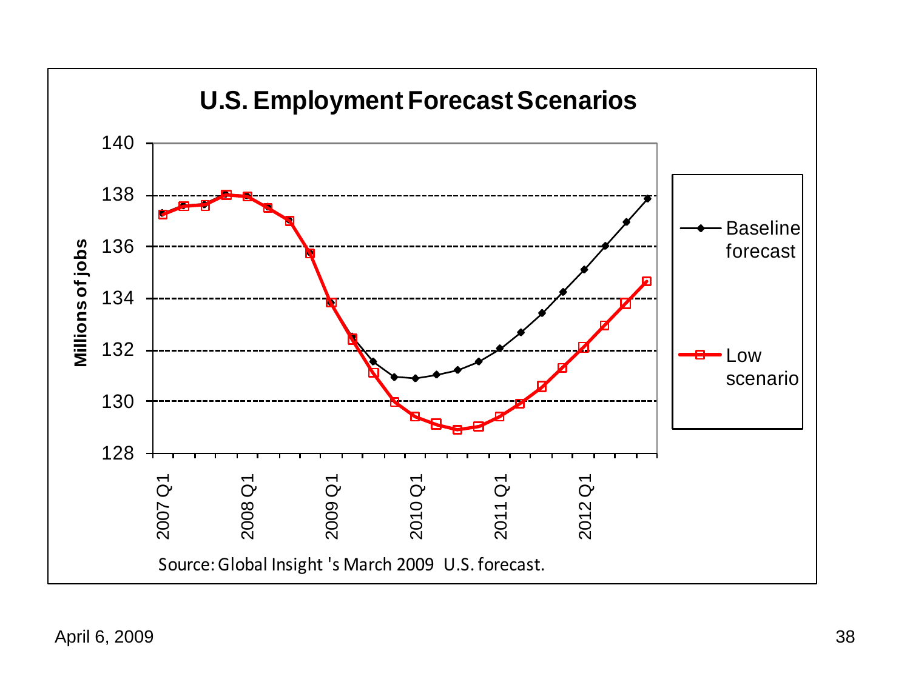## U.S. Employment Forecast Scenarios

Millions of jobs (y-axis: 128–140); quarters 2007 Q1 – 2012 Q1 (x-axis)

Legend: Baseline forecast; Low scenario

Source: Global Insight 's March 2009 U.S. forecast.

April 6, 2009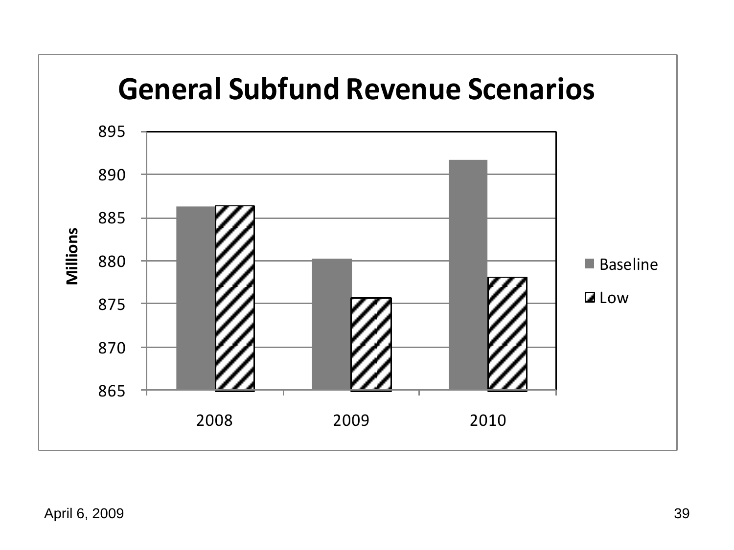# General Subfund Revenue Scenarios

Millions

895
890
885
880
875
870
865

2008 2009 2010

■ Baseline
▨ Low

April 6, 2009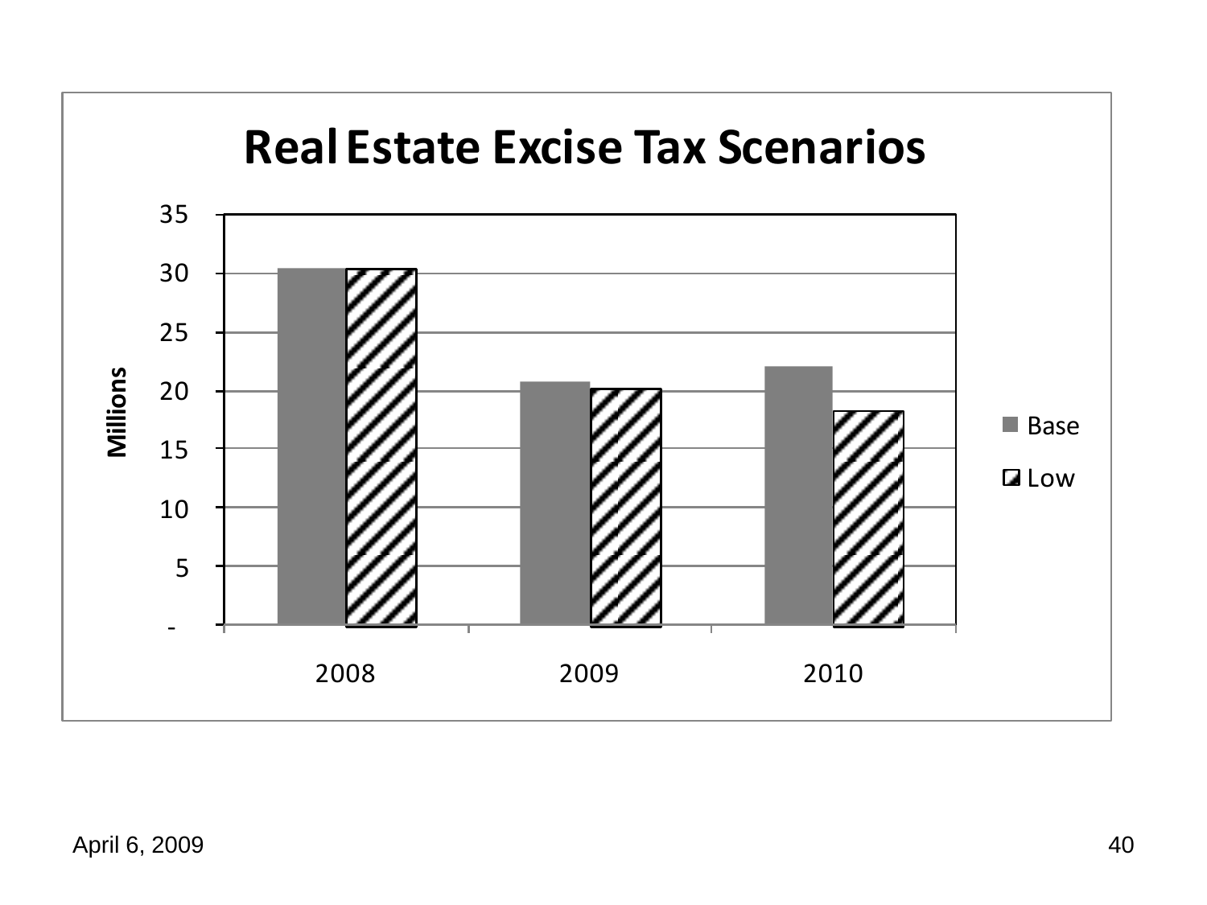# Real Estate Excise Tax Scenarios

Millions

35
30
25
20
15
10
5
-

2008
2009
2010

Base
Low

April 6, 2009